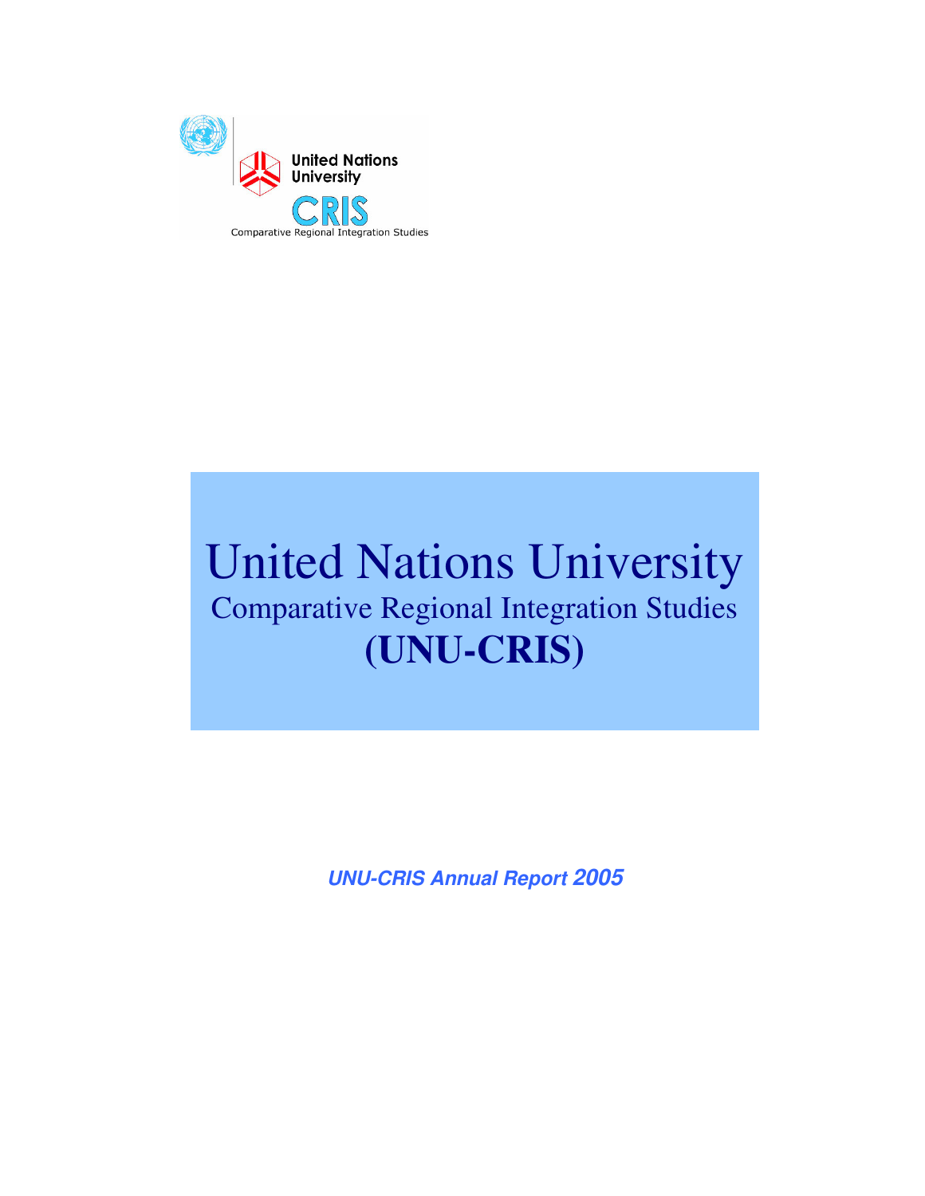United Nations University

CRIS

Comparative Regional Integration Studies

# United Nations University
## Comparative Regional Integration Studies
# (UNU-CRIS)

***UNU-CRIS Annual Report 2005***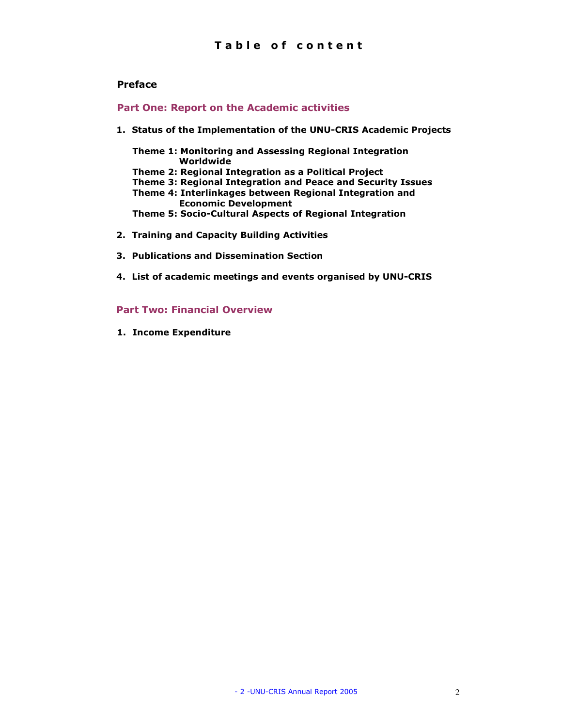# Table of content

**Preface**

## Part One: Report on the Academic activities

1. **Status of the Implementation of the UNU-CRIS Academic Projects**

   **Theme 1: Monitoring and Assessing Regional Integration Worldwide**
   **Theme 2: Regional Integration as a Political Project**
   **Theme 3: Regional Integration and Peace and Security Issues**
   **Theme 4: Interlinkages between Regional Integration and Economic Development**
   **Theme 5: Socio-Cultural Aspects of Regional Integration**

2. **Training and Capacity Building Activities**

3. **Publications and Dissemination Section**

4. **List of academic meetings and events organised by UNU-CRIS**

## Part Two: Financial Overview

1. **Income Expenditure**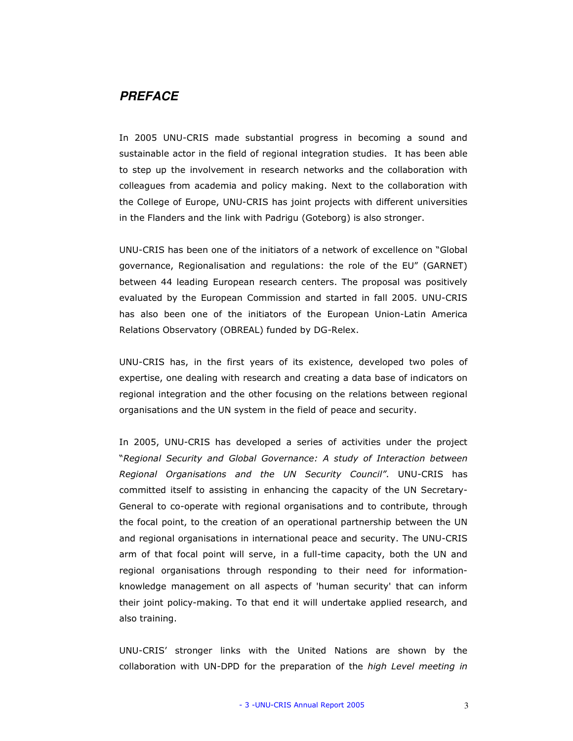## *PREFACE*

In 2005 UNU-CRIS made substantial progress in becoming a sound and sustainable actor in the field of regional integration studies. It has been able to step up the involvement in research networks and the collaboration with colleagues from academia and policy making. Next to the collaboration with the College of Europe, UNU-CRIS has joint projects with different universities in the Flanders and the link with Padrigu (Goteborg) is also stronger.

UNU-CRIS has been one of the initiators of a network of excellence on "Global governance, Regionalisation and regulations: the role of the EU" (GARNET) between 44 leading European research centers. The proposal was positively evaluated by the European Commission and started in fall 2005. UNU-CRIS has also been one of the initiators of the European Union-Latin America Relations Observatory (OBREAL) funded by DG-Relex.

UNU-CRIS has, in the first years of its existence, developed two poles of expertise, one dealing with research and creating a data base of indicators on regional integration and the other focusing on the relations between regional organisations and the UN system in the field of peace and security.

In 2005, UNU-CRIS has developed a series of activities under the project "*Regional Security and Global Governance: A study of Interaction between Regional Organisations and the UN Security Council"*. UNU-CRIS has committed itself to assisting in enhancing the capacity of the UN Secretary-General to co-operate with regional organisations and to contribute, through the focal point, to the creation of an operational partnership between the UN and regional organisations in international peace and security. The UNU-CRIS arm of that focal point will serve, in a full-time capacity, both the UN and regional organisations through responding to their need for information-knowledge management on all aspects of 'human security' that can inform their joint policy-making. To that end it will undertake applied research, and also training.

UNU-CRIS' stronger links with the United Nations are shown by the collaboration with UN-DPD for the preparation of the *high Level meeting in*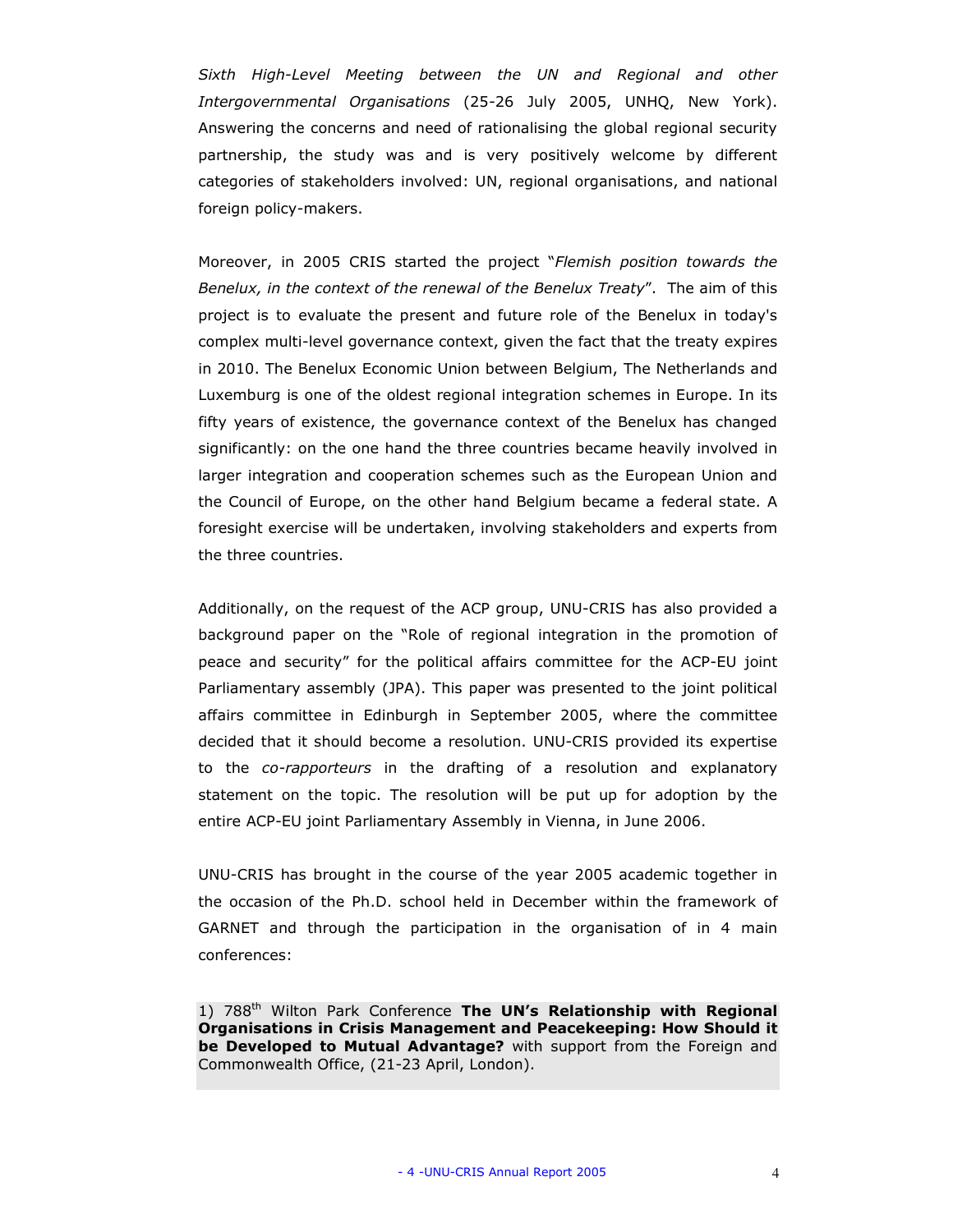*Sixth High-Level Meeting between the UN and Regional and other Intergovernmental Organisations* (25-26 July 2005, UNHQ, New York). Answering the concerns and need of rationalising the global regional security partnership, the study was and is very positively welcome by different categories of stakeholders involved: UN, regional organisations, and national foreign policy-makers.

Moreover, in 2005 CRIS started the project "*Flemish position towards the Benelux, in the context of the renewal of the Benelux Treaty*". The aim of this project is to evaluate the present and future role of the Benelux in today's complex multi-level governance context, given the fact that the treaty expires in 2010. The Benelux Economic Union between Belgium, The Netherlands and Luxemburg is one of the oldest regional integration schemes in Europe. In its fifty years of existence, the governance context of the Benelux has changed significantly: on the one hand the three countries became heavily involved in larger integration and cooperation schemes such as the European Union and the Council of Europe, on the other hand Belgium became a federal state. A foresight exercise will be undertaken, involving stakeholders and experts from the three countries.

Additionally, on the request of the ACP group, UNU-CRIS has also provided a background paper on the "Role of regional integration in the promotion of peace and security" for the political affairs committee for the ACP-EU joint Parliamentary assembly (JPA). This paper was presented to the joint political affairs committee in Edinburgh in September 2005, where the committee decided that it should become a resolution. UNU-CRIS provided its expertise to the *co-rapporteurs* in the drafting of a resolution and explanatory statement on the topic. The resolution will be put up for adoption by the entire ACP-EU joint Parliamentary Assembly in Vienna, in June 2006.

UNU-CRIS has brought in the course of the year 2005 academic together in the occasion of the Ph.D. school held in December within the framework of GARNET and through the participation in the organisation of in 4 main conferences:

1) 788th Wilton Park Conference **The UN's Relationship with Regional Organisations in Crisis Management and Peacekeeping: How Should it be Developed to Mutual Advantage?** with support from the Foreign and Commonwealth Office, (21-23 April, London).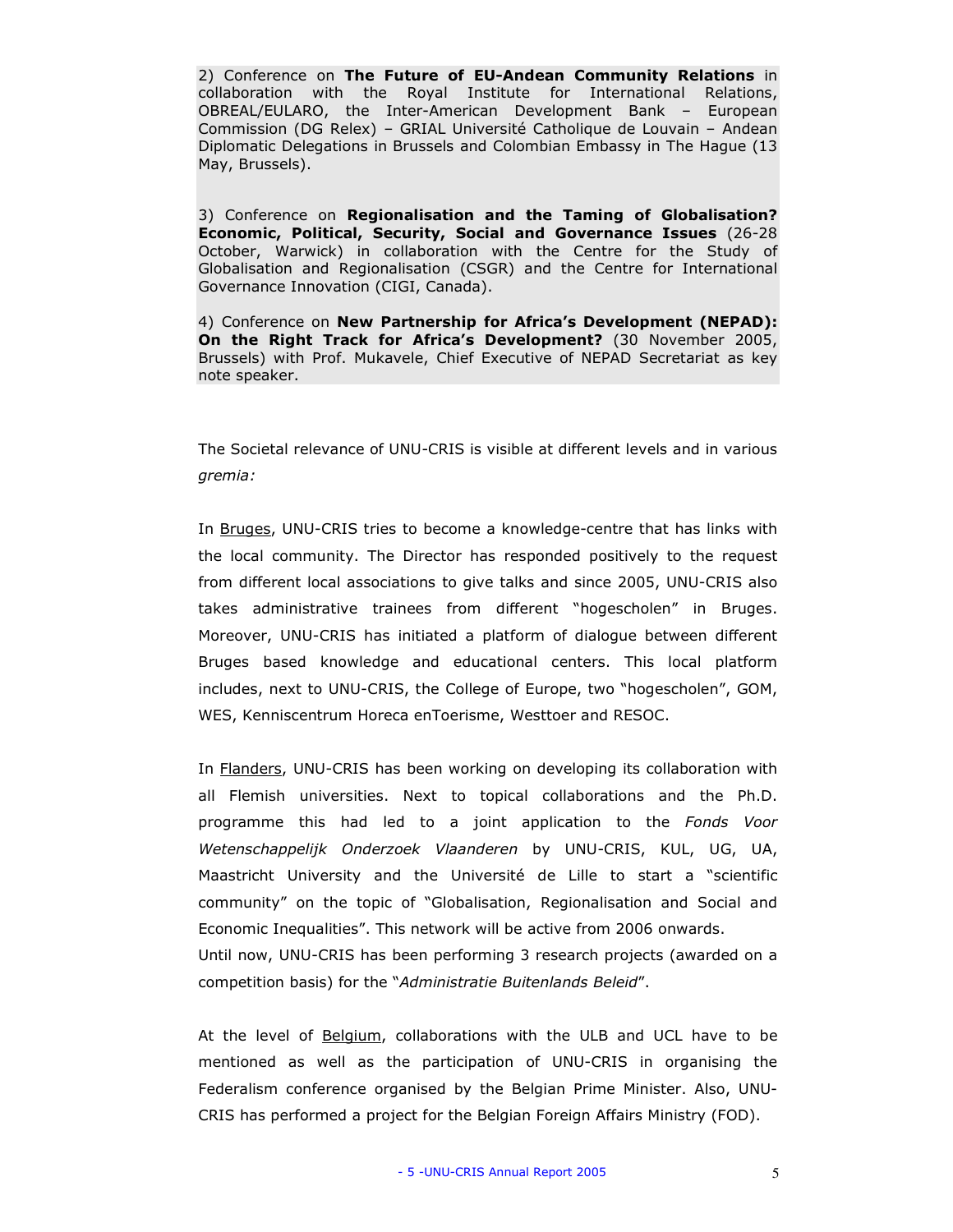2) Conference on **The Future of EU-Andean Community Relations** in collaboration with the Royal Institute for International Relations, OBREAL/EULARO, the Inter-American Development Bank – European Commission (DG Relex) – GRIAL Université Catholique de Louvain – Andean Diplomatic Delegations in Brussels and Colombian Embassy in The Hague (13 May, Brussels).

3) Conference on **Regionalisation and the Taming of Globalisation? Economic, Political, Security, Social and Governance Issues** (26-28 October, Warwick) in collaboration with the Centre for the Study of Globalisation and Regionalisation (CSGR) and the Centre for International Governance Innovation (CIGI, Canada).

4) Conference on **New Partnership for Africa's Development (NEPAD): On the Right Track for Africa's Development?** (30 November 2005, Brussels) with Prof. Mukavele, Chief Executive of NEPAD Secretariat as key note speaker.

The Societal relevance of UNU-CRIS is visible at different levels and in various *gremia:*

In Bruges, UNU-CRIS tries to become a knowledge-centre that has links with the local community. The Director has responded positively to the request from different local associations to give talks and since 2005, UNU-CRIS also takes administrative trainees from different "hogescholen" in Bruges. Moreover, UNU-CRIS has initiated a platform of dialogue between different Bruges based knowledge and educational centers. This local platform includes, next to UNU-CRIS, the College of Europe, two "hogescholen", GOM, WES, Kenniscentrum Horeca enToerisme, Westtoer and RESOC.

In Flanders, UNU-CRIS has been working on developing its collaboration with all Flemish universities. Next to topical collaborations and the Ph.D. programme this had led to a joint application to the *Fonds Voor Wetenschappelijk Onderzoek Vlaanderen* by UNU-CRIS, KUL, UG, UA, Maastricht University and the Université de Lille to start a "scientific community" on the topic of "Globalisation, Regionalisation and Social and Economic Inequalities". This network will be active from 2006 onwards.
Until now, UNU-CRIS has been performing 3 research projects (awarded on a competition basis) for the "*Administratie Buitenlands Beleid*".

At the level of Belgium, collaborations with the ULB and UCL have to be mentioned as well as the participation of UNU-CRIS in organising the Federalism conference organised by the Belgian Prime Minister. Also, UNU-CRIS has performed a project for the Belgian Foreign Affairs Ministry (FOD).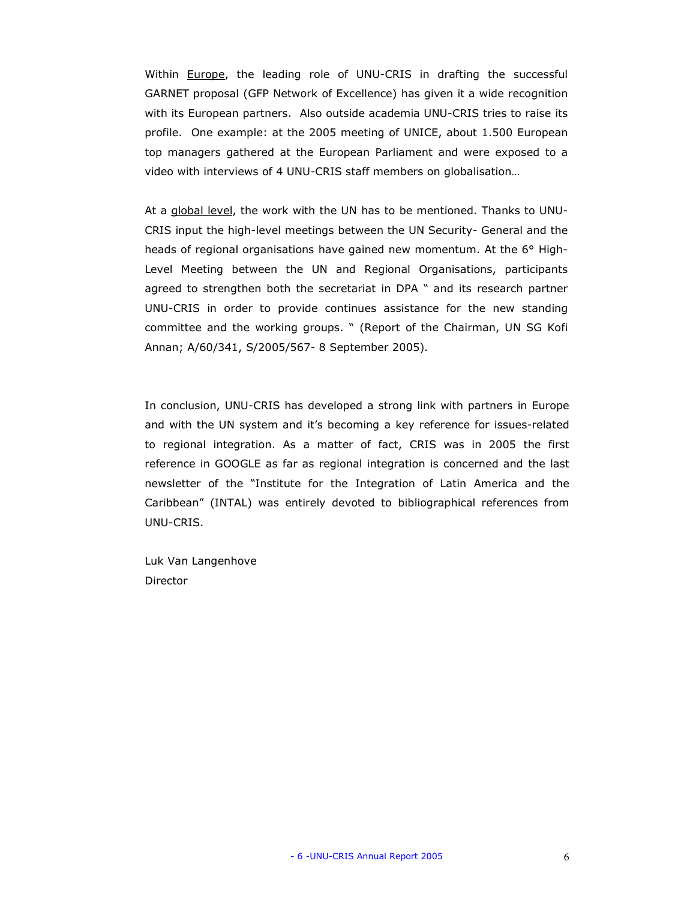Within Europe, the leading role of UNU-CRIS in drafting the successful GARNET proposal (GFP Network of Excellence) has given it a wide recognition with its European partners. Also outside academia UNU-CRIS tries to raise its profile. One example: at the 2005 meeting of UNICE, about 1.500 European top managers gathered at the European Parliament and were exposed to a video with interviews of 4 UNU-CRIS staff members on globalisation…

At a global level, the work with the UN has to be mentioned. Thanks to UNU-CRIS input the high-level meetings between the UN Security- General and the heads of regional organisations have gained new momentum. At the 6° High-Level Meeting between the UN and Regional Organisations, participants agreed to strengthen both the secretariat in DPA " and its research partner UNU-CRIS in order to provide continues assistance for the new standing committee and the working groups. " (Report of the Chairman, UN SG Kofi Annan; A/60/341, S/2005/567- 8 September 2005).

In conclusion, UNU-CRIS has developed a strong link with partners in Europe and with the UN system and it's becoming a key reference for issues-related to regional integration. As a matter of fact, CRIS was in 2005 the first reference in GOOGLE as far as regional integration is concerned and the last newsletter of the "Institute for the Integration of Latin America and the Caribbean" (INTAL) was entirely devoted to bibliographical references from UNU-CRIS.

Luk Van Langenhove
Director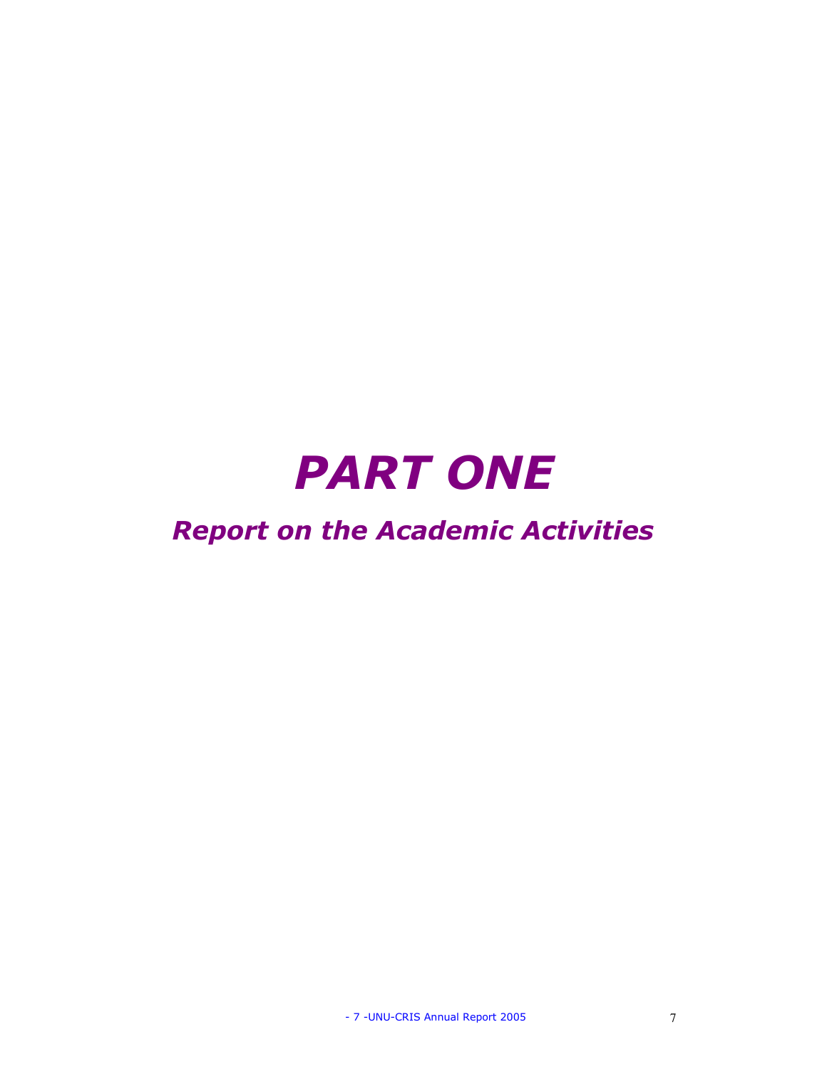# *PART ONE*

## *Report on the Academic Activities*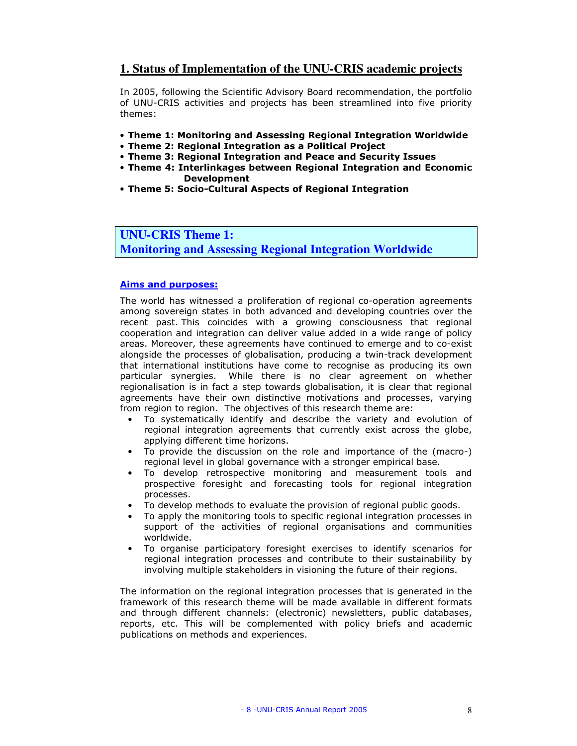## 1. Status of Implementation of the UNU-CRIS academic projects

In 2005, following the Scientific Advisory Board recommendation, the portfolio of UNU-CRIS activities and projects has been streamlined into five priority themes:

- **Theme 1: Monitoring and Assessing Regional Integration Worldwide**
- **Theme 2: Regional Integration as a Political Project**
- **Theme 3: Regional Integration and Peace and Security Issues**
- **Theme 4: Interlinkages between Regional Integration and Economic Development**
- **Theme 5: Socio-Cultural Aspects of Regional Integration**

## UNU-CRIS Theme 1: Monitoring and Assessing Regional Integration Worldwide

### Aims and purposes:

The world has witnessed a proliferation of regional co-operation agreements among sovereign states in both advanced and developing countries over the recent past. This coincides with a growing consciousness that regional cooperation and integration can deliver value added in a wide range of policy areas. Moreover, these agreements have continued to emerge and to co-exist alongside the processes of globalisation, producing a twin-track development that international institutions have come to recognise as producing its own particular synergies. While there is no clear agreement on whether regionalisation is in fact a step towards globalisation, it is clear that regional agreements have their own distinctive motivations and processes, varying from region to region. The objectives of this research theme are:

- To systematically identify and describe the variety and evolution of regional integration agreements that currently exist across the globe, applying different time horizons.
- To provide the discussion on the role and importance of the (macro-) regional level in global governance with a stronger empirical base.
- To develop retrospective monitoring and measurement tools and prospective foresight and forecasting tools for regional integration processes.
- To develop methods to evaluate the provision of regional public goods.
- To apply the monitoring tools to specific regional integration processes in support of the activities of regional organisations and communities worldwide.
- To organise participatory foresight exercises to identify scenarios for regional integration processes and contribute to their sustainability by involving multiple stakeholders in visioning the future of their regions.

The information on the regional integration processes that is generated in the framework of this research theme will be made available in different formats and through different channels: (electronic) newsletters, public databases, reports, etc. This will be complemented with policy briefs and academic publications on methods and experiences.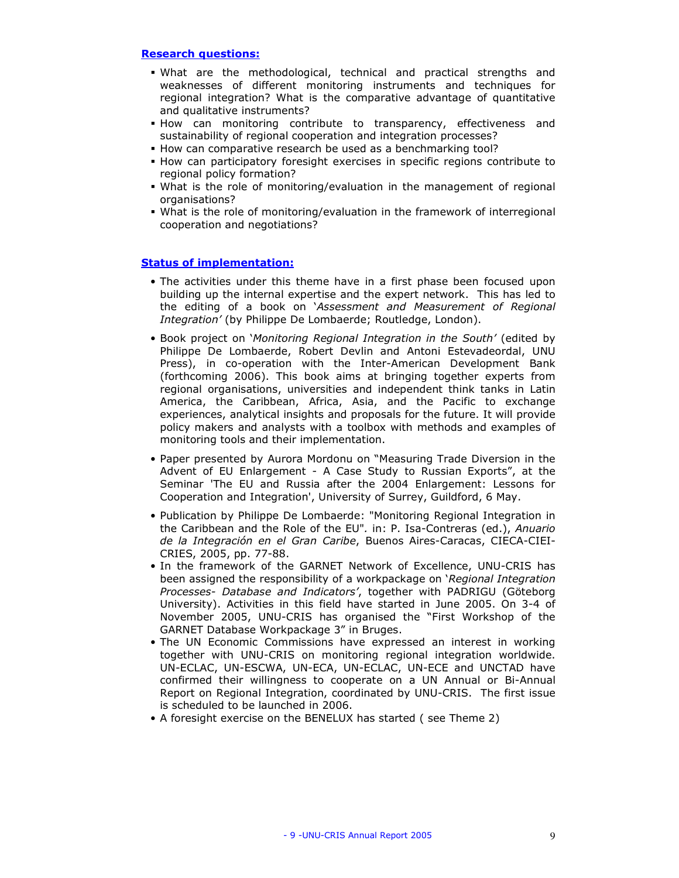**Research questions:**

- What are the methodological, technical and practical strengths and weaknesses of different monitoring instruments and techniques for regional integration? What is the comparative advantage of quantitative and qualitative instruments?
- How can monitoring contribute to transparency, effectiveness and sustainability of regional cooperation and integration processes?
- How can comparative research be used as a benchmarking tool?
- How can participatory foresight exercises in specific regions contribute to regional policy formation?
- What is the role of monitoring/evaluation in the management of regional organisations?
- What is the role of monitoring/evaluation in the framework of interregional cooperation and negotiations?

**Status of implementation:**

- The activities under this theme have in a first phase been focused upon building up the internal expertise and the expert network. This has led to the editing of a book on '*Assessment and Measurement of Regional Integration'* (by Philippe De Lombaerde; Routledge, London).
- Book project on '*Monitoring Regional Integration in the South'* (edited by Philippe De Lombaerde, Robert Devlin and Antoni Estevadeordal, UNU Press), in co-operation with the Inter-American Development Bank (forthcoming 2006). This book aims at bringing together experts from regional organisations, universities and independent think tanks in Latin America, the Caribbean, Africa, Asia, and the Pacific to exchange experiences, analytical insights and proposals for the future. It will provide policy makers and analysts with a toolbox with methods and examples of monitoring tools and their implementation.
- Paper presented by Aurora Mordonu on "Measuring Trade Diversion in the Advent of EU Enlargement - A Case Study to Russian Exports", at the Seminar 'The EU and Russia after the 2004 Enlargement: Lessons for Cooperation and Integration', University of Surrey, Guildford, 6 May.
- Publication by Philippe De Lombaerde: "Monitoring Regional Integration in the Caribbean and the Role of the EU". in: P. Isa-Contreras (ed.), *Anuario de la Integración en el Gran Caribe*, Buenos Aires-Caracas, CIECA-CIEI-CRIES, 2005, pp. 77-88.
- In the framework of the GARNET Network of Excellence, UNU-CRIS has been assigned the responsibility of a workpackage on '*Regional Integration Processes- Database and Indicators'*, together with PADRIGU (Göteborg University). Activities in this field have started in June 2005. On 3-4 of November 2005, UNU-CRIS has organised the "First Workshop of the GARNET Database Workpackage 3" in Bruges.
- The UN Economic Commissions have expressed an interest in working together with UNU-CRIS on monitoring regional integration worldwide. UN-ECLAC, UN-ESCWA, UN-ECA, UN-ECLAC, UN-ECE and UNCTAD have confirmed their willingness to cooperate on a UN Annual or Bi-Annual Report on Regional Integration, coordinated by UNU-CRIS. The first issue is scheduled to be launched in 2006.
- A foresight exercise on the BENELUX has started ( see Theme 2)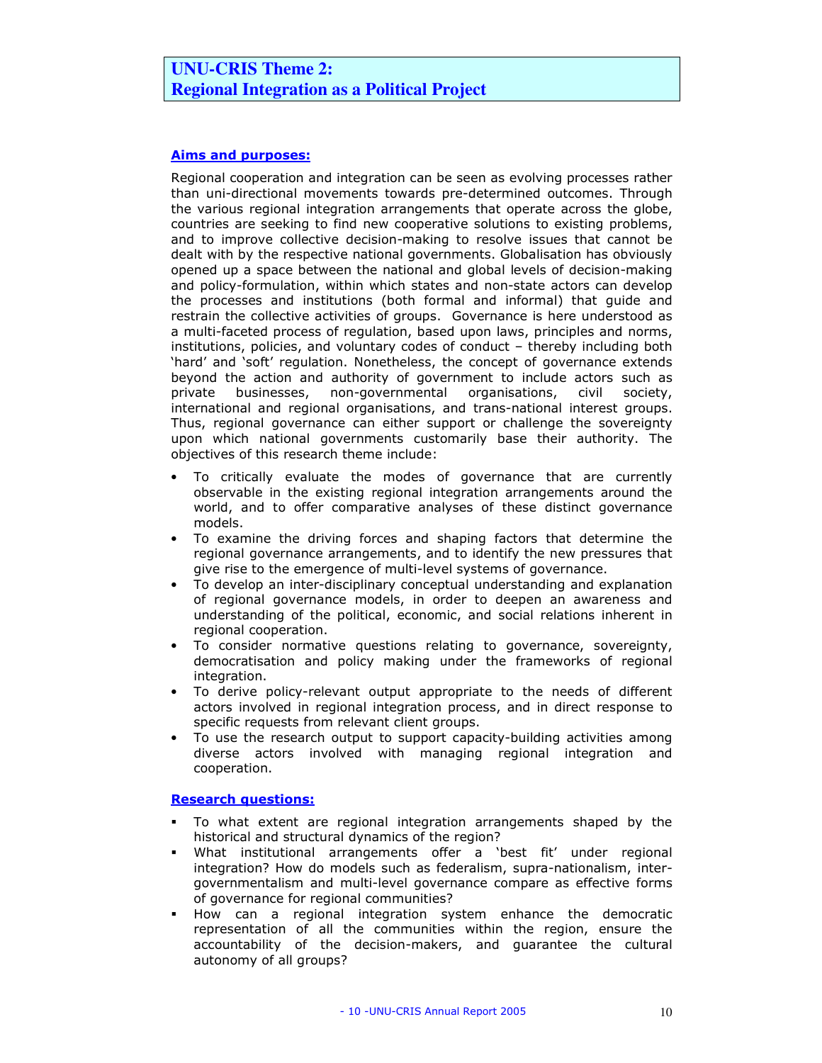## UNU-CRIS Theme 2: Regional Integration as a Political Project

### Aims and purposes:

Regional cooperation and integration can be seen as evolving processes rather than uni-directional movements towards pre-determined outcomes. Through the various regional integration arrangements that operate across the globe, countries are seeking to find new cooperative solutions to existing problems, and to improve collective decision-making to resolve issues that cannot be dealt with by the respective national governments. Globalisation has obviously opened up a space between the national and global levels of decision-making and policy-formulation, within which states and non-state actors can develop the processes and institutions (both formal and informal) that guide and restrain the collective activities of groups. Governance is here understood as a multi-faceted process of regulation, based upon laws, principles and norms, institutions, policies, and voluntary codes of conduct – thereby including both 'hard' and 'soft' regulation. Nonetheless, the concept of governance extends beyond the action and authority of government to include actors such as private businesses, non-governmental organisations, civil society, international and regional organisations, and trans-national interest groups. Thus, regional governance can either support or challenge the sovereignty upon which national governments customarily base their authority. The objectives of this research theme include:

- To critically evaluate the modes of governance that are currently observable in the existing regional integration arrangements around the world, and to offer comparative analyses of these distinct governance models.
- To examine the driving forces and shaping factors that determine the regional governance arrangements, and to identify the new pressures that give rise to the emergence of multi-level systems of governance.
- To develop an inter-disciplinary conceptual understanding and explanation of regional governance models, in order to deepen an awareness and understanding of the political, economic, and social relations inherent in regional cooperation.
- To consider normative questions relating to governance, sovereignty, democratisation and policy making under the frameworks of regional integration.
- To derive policy-relevant output appropriate to the needs of different actors involved in regional integration process, and in direct response to specific requests from relevant client groups.
- To use the research output to support capacity-building activities among diverse actors involved with managing regional integration and cooperation.

### Research questions:

- To what extent are regional integration arrangements shaped by the historical and structural dynamics of the region?
- What institutional arrangements offer a 'best fit' under regional integration? How do models such as federalism, supra-nationalism, inter-governmentalism and multi-level governance compare as effective forms of governance for regional communities?
- How can a regional integration system enhance the democratic representation of all the communities within the region, ensure the accountability of the decision-makers, and guarantee the cultural autonomy of all groups?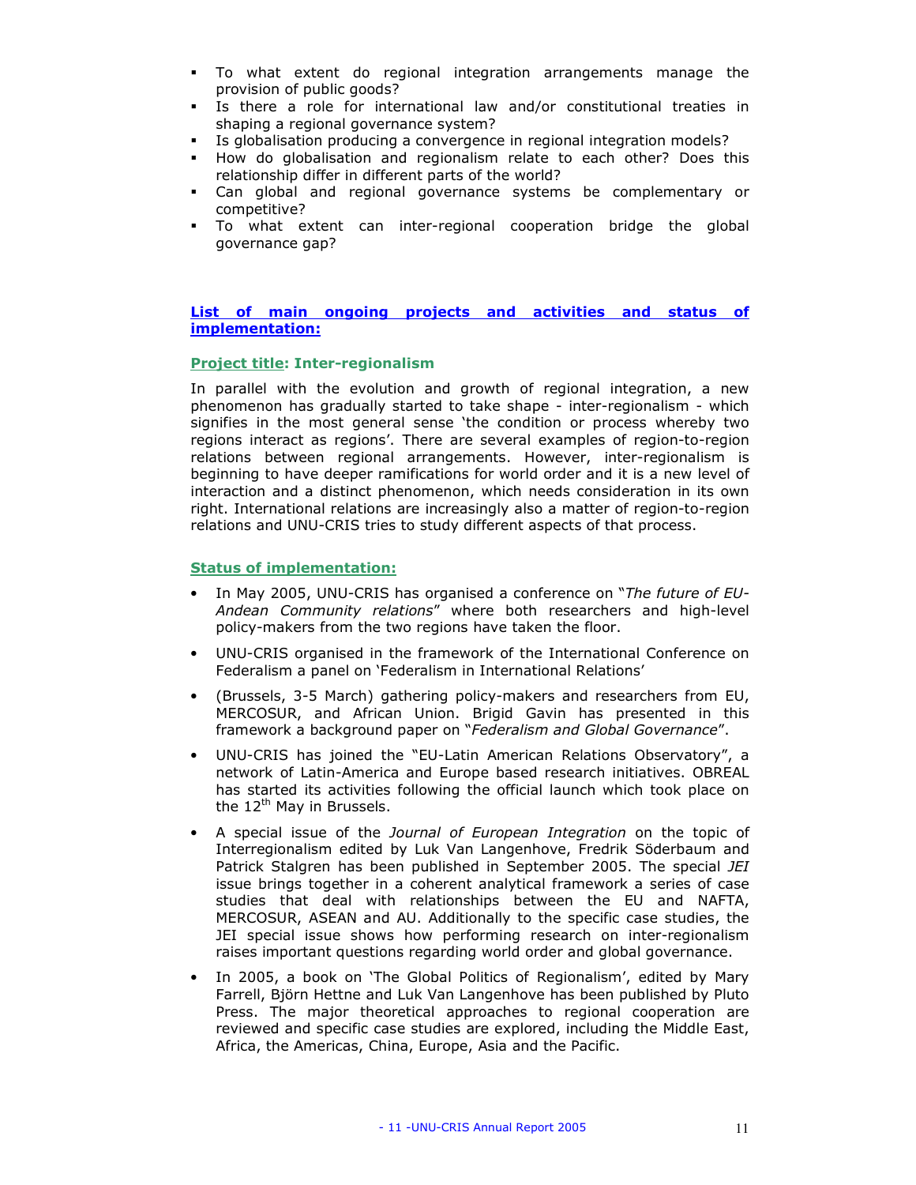- To what extent do regional integration arrangements manage the provision of public goods?
- Is there a role for international law and/or constitutional treaties in shaping a regional governance system?
- Is globalisation producing a convergence in regional integration models?
- How do globalisation and regionalism relate to each other? Does this relationship differ in different parts of the world?
- Can global and regional governance systems be complementary or competitive?
- To what extent can inter-regional cooperation bridge the global governance gap?

**List of main ongoing projects and activities and status of implementation:**

**Project title: Inter-regionalism**

In parallel with the evolution and growth of regional integration, a new phenomenon has gradually started to take shape - inter-regionalism - which signifies in the most general sense 'the condition or process whereby two regions interact as regions'. There are several examples of region-to-region relations between regional arrangements. However, inter-regionalism is beginning to have deeper ramifications for world order and it is a new level of interaction and a distinct phenomenon, which needs consideration in its own right. International relations are increasingly also a matter of region-to-region relations and UNU-CRIS tries to study different aspects of that process.

**Status of implementation:**

- In May 2005, UNU-CRIS has organised a conference on "*The future of EU-Andean Community relations*" where both researchers and high-level policy-makers from the two regions have taken the floor.
- UNU-CRIS organised in the framework of the International Conference on Federalism a panel on 'Federalism in International Relations'
- (Brussels, 3-5 March) gathering policy-makers and researchers from EU, MERCOSUR, and African Union. Brigid Gavin has presented in this framework a background paper on "*Federalism and Global Governance*".
- UNU-CRIS has joined the "EU-Latin American Relations Observatory", a network of Latin-America and Europe based research initiatives. OBREAL has started its activities following the official launch which took place on the 12th May in Brussels.
- A special issue of the *Journal of European Integration* on the topic of Interregionalism edited by Luk Van Langenhove, Fredrik Söderbaum and Patrick Stalgren has been published in September 2005. The special *JEI* issue brings together in a coherent analytical framework a series of case studies that deal with relationships between the EU and NAFTA, MERCOSUR, ASEAN and AU. Additionally to the specific case studies, the JEI special issue shows how performing research on inter-regionalism raises important questions regarding world order and global governance.
- In 2005, a book on 'The Global Politics of Regionalism', edited by Mary Farrell, Björn Hettne and Luk Van Langenhove has been published by Pluto Press. The major theoretical approaches to regional cooperation are reviewed and specific case studies are explored, including the Middle East, Africa, the Americas, China, Europe, Asia and the Pacific.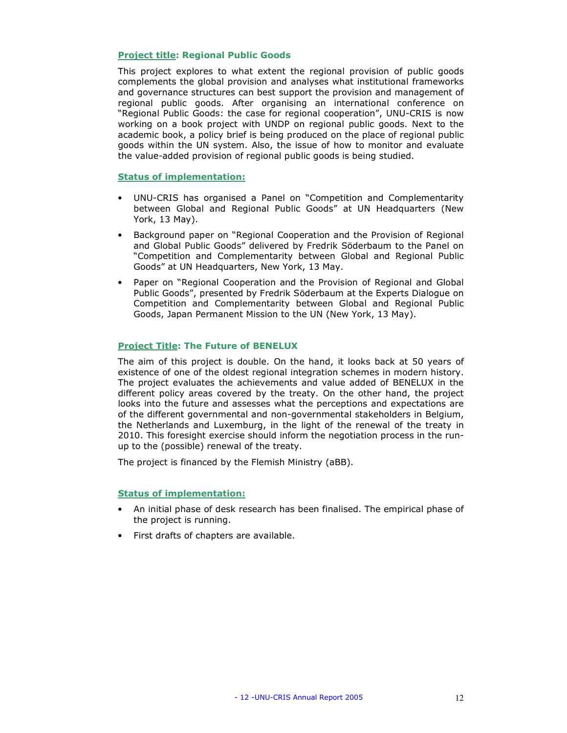**Project title: Regional Public Goods**

This project explores to what extent the regional provision of public goods complements the global provision and analyses what institutional frameworks and governance structures can best support the provision and management of regional public goods. After organising an international conference on "Regional Public Goods: the case for regional cooperation", UNU-CRIS is now working on a book project with UNDP on regional public goods. Next to the academic book, a policy brief is being produced on the place of regional public goods within the UN system. Also, the issue of how to monitor and evaluate the value-added provision of regional public goods is being studied.

**Status of implementation:**

- UNU-CRIS has organised a Panel on "Competition and Complementarity between Global and Regional Public Goods" at UN Headquarters (New York, 13 May).
- Background paper on "Regional Cooperation and the Provision of Regional and Global Public Goods" delivered by Fredrik Söderbaum to the Panel on "Competition and Complementarity between Global and Regional Public Goods" at UN Headquarters, New York, 13 May.
- Paper on "Regional Cooperation and the Provision of Regional and Global Public Goods", presented by Fredrik Söderbaum at the Experts Dialogue on Competition and Complementarity between Global and Regional Public Goods, Japan Permanent Mission to the UN (New York, 13 May).

**Project Title: The Future of BENELUX**

The aim of this project is double. On the hand, it looks back at 50 years of existence of one of the oldest regional integration schemes in modern history. The project evaluates the achievements and value added of BENELUX in the different policy areas covered by the treaty. On the other hand, the project looks into the future and assesses what the perceptions and expectations are of the different governmental and non-governmental stakeholders in Belgium, the Netherlands and Luxemburg, in the light of the renewal of the treaty in 2010. This foresight exercise should inform the negotiation process in the run-up to the (possible) renewal of the treaty.

The project is financed by the Flemish Ministry (aBB).

**Status of implementation:**

- An initial phase of desk research has been finalised. The empirical phase of the project is running.
- First drafts of chapters are available.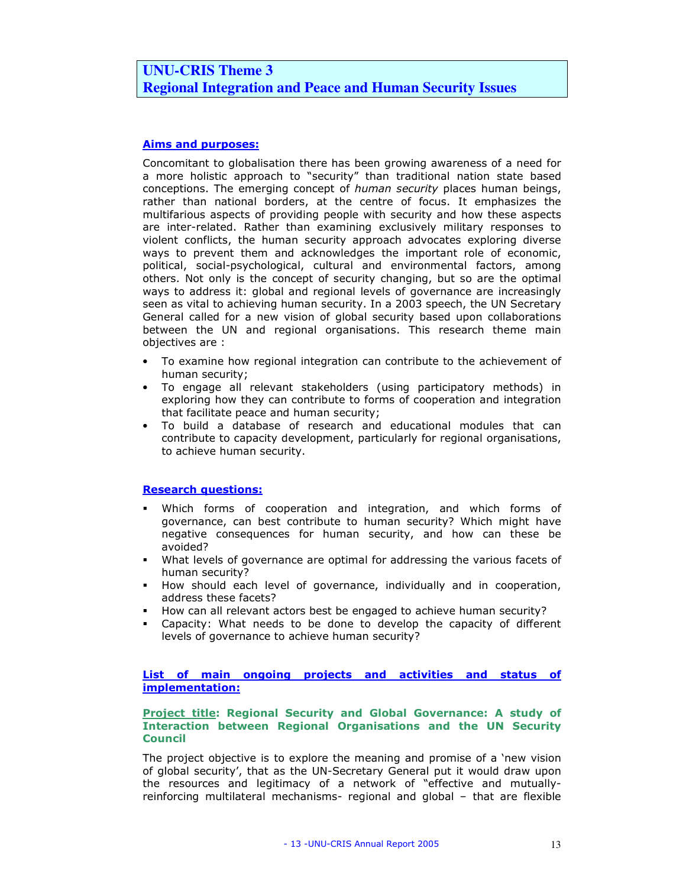## UNU-CRIS Theme 3
## Regional Integration and Peace and Human Security Issues

### Aims and purposes:

Concomitant to globalisation there has been growing awareness of a need for a more holistic approach to "security" than traditional nation state based conceptions. The emerging concept of *human security* places human beings, rather than national borders, at the centre of focus. It emphasizes the multifarious aspects of providing people with security and how these aspects are inter-related. Rather than examining exclusively military responses to violent conflicts, the human security approach advocates exploring diverse ways to prevent them and acknowledges the important role of economic, political, social-psychological, cultural and environmental factors, among others. Not only is the concept of security changing, but so are the optimal ways to address it: global and regional levels of governance are increasingly seen as vital to achieving human security. In a 2003 speech, the UN Secretary General called for a new vision of global security based upon collaborations between the UN and regional organisations. This research theme main objectives are :

- To examine how regional integration can contribute to the achievement of human security;
- To engage all relevant stakeholders (using participatory methods) in exploring how they can contribute to forms of cooperation and integration that facilitate peace and human security;
- To build a database of research and educational modules that can contribute to capacity development, particularly for regional organisations, to achieve human security.

### Research questions:

- Which forms of cooperation and integration, and which forms of governance, can best contribute to human security? Which might have negative consequences for human security, and how can these be avoided?
- What levels of governance are optimal for addressing the various facets of human security?
- How should each level of governance, individually and in cooperation, address these facets?
- How can all relevant actors best be engaged to achieve human security?
- Capacity: What needs to be done to develop the capacity of different levels of governance to achieve human security?

### List of main ongoing projects and activities and status of implementation:

**Project title: Regional Security and Global Governance: A study of Interaction between Regional Organisations and the UN Security Council**

The project objective is to explore the meaning and promise of a 'new vision of global security', that as the UN-Secretary General put it would draw upon the resources and legitimacy of a network of "effective and mutually-reinforcing multilateral mechanisms- regional and global – that are flexible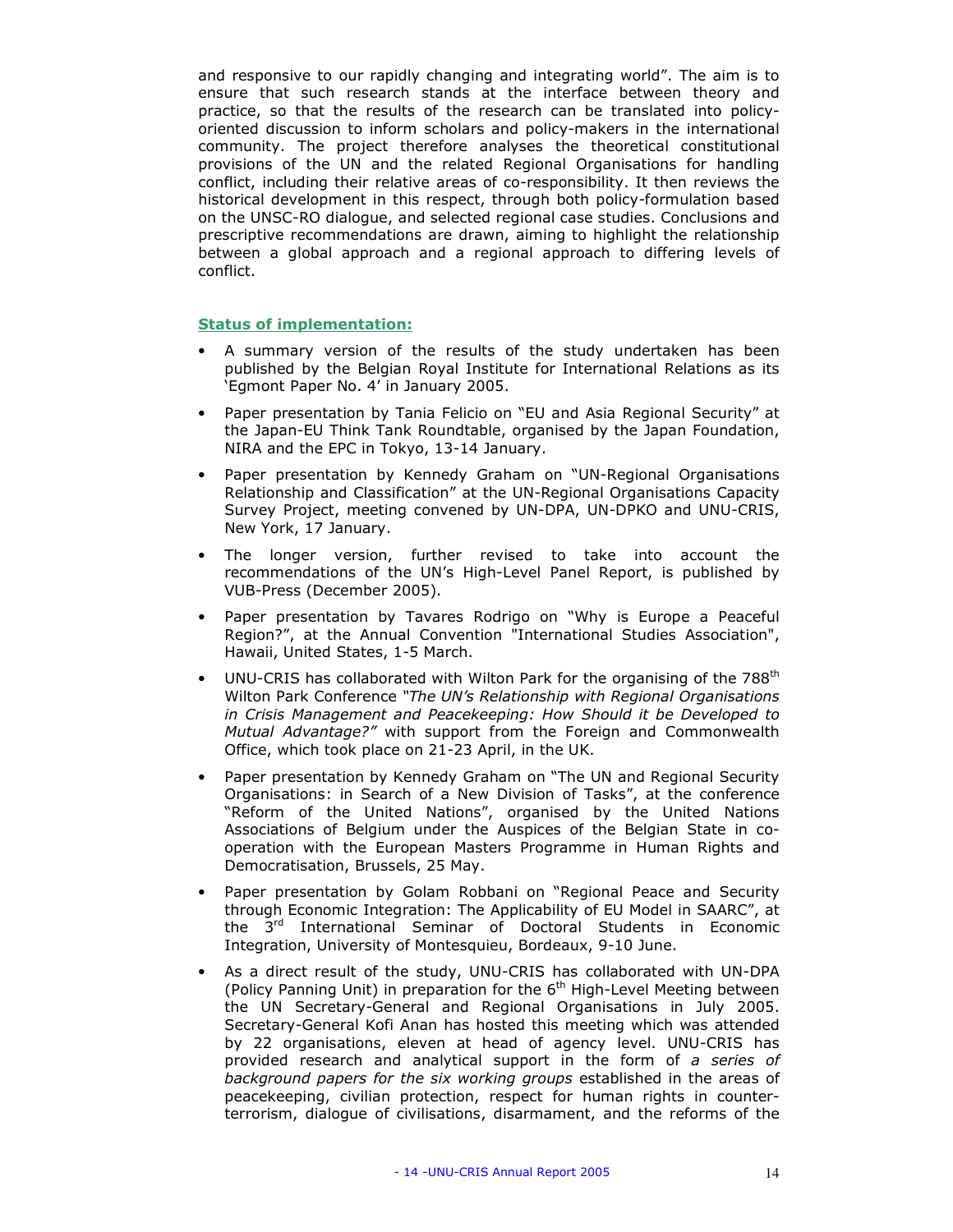and responsive to our rapidly changing and integrating world". The aim is to ensure that such research stands at the interface between theory and practice, so that the results of the research can be translated into policy-oriented discussion to inform scholars and policy-makers in the international community. The project therefore analyses the theoretical constitutional provisions of the UN and the related Regional Organisations for handling conflict, including their relative areas of co-responsibility. It then reviews the historical development in this respect, through both policy-formulation based on the UNSC-RO dialogue, and selected regional case studies. Conclusions and prescriptive recommendations are drawn, aiming to highlight the relationship between a global approach and a regional approach to differing levels of conflict.

**Status of implementation:**

- A summary version of the results of the study undertaken has been published by the Belgian Royal Institute for International Relations as its 'Egmont Paper No. 4' in January 2005.
- Paper presentation by Tania Felicio on "EU and Asia Regional Security" at the Japan-EU Think Tank Roundtable, organised by the Japan Foundation, NIRA and the EPC in Tokyo, 13-14 January.
- Paper presentation by Kennedy Graham on "UN-Regional Organisations Relationship and Classification" at the UN-Regional Organisations Capacity Survey Project, meeting convened by UN-DPA, UN-DPKO and UNU-CRIS, New York, 17 January.
- The longer version, further revised to take into account the recommendations of the UN's High-Level Panel Report, is published by VUB-Press (December 2005).
- Paper presentation by Tavares Rodrigo on "Why is Europe a Peaceful Region?", at the Annual Convention "International Studies Association", Hawaii, United States, 1-5 March.
- UNU-CRIS has collaborated with Wilton Park for the organising of the 788th Wilton Park Conference *"The UN's Relationship with Regional Organisations in Crisis Management and Peacekeeping: How Should it be Developed to Mutual Advantage?"* with support from the Foreign and Commonwealth Office, which took place on 21-23 April, in the UK.
- Paper presentation by Kennedy Graham on "The UN and Regional Security Organisations: in Search of a New Division of Tasks", at the conference "Reform of the United Nations", organised by the United Nations Associations of Belgium under the Auspices of the Belgian State in co-operation with the European Masters Programme in Human Rights and Democratisation, Brussels, 25 May.
- Paper presentation by Golam Robbani on "Regional Peace and Security through Economic Integration: The Applicability of EU Model in SAARC", at the 3rd International Seminar of Doctoral Students in Economic Integration, University of Montesquieu, Bordeaux, 9-10 June.
- As a direct result of the study, UNU-CRIS has collaborated with UN-DPA (Policy Panning Unit) in preparation for the 6th High-Level Meeting between the UN Secretary-General and Regional Organisations in July 2005. Secretary-General Kofi Anan has hosted this meeting which was attended by 22 organisations, eleven at head of agency level. UNU-CRIS has provided research and analytical support in the form of *a series of background papers for the six working groups* established in the areas of peacekeeping, civilian protection, respect for human rights in counter-terrorism, dialogue of civilisations, disarmament, and the reforms of the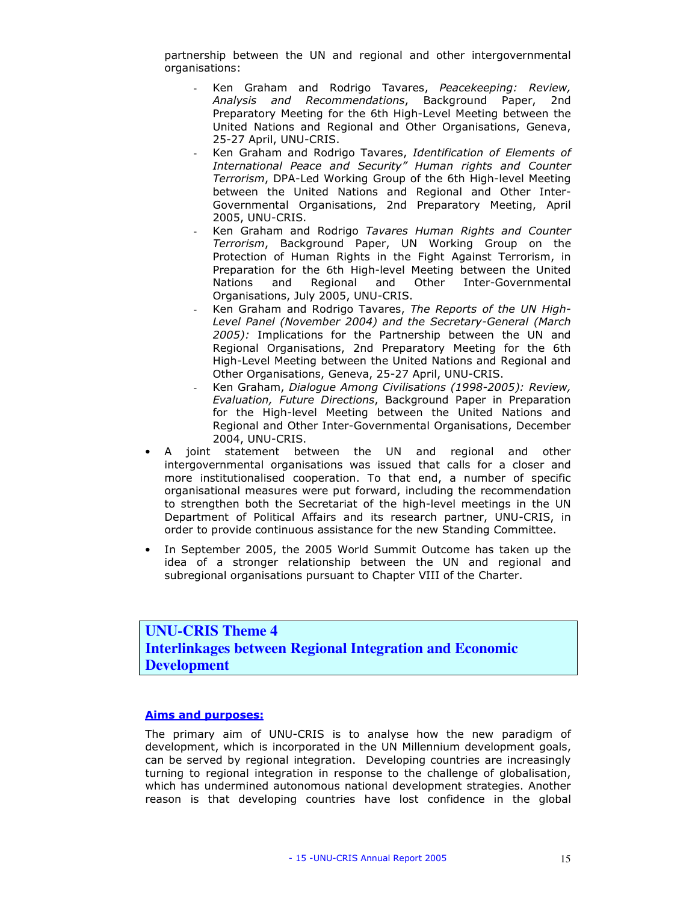partnership between the UN and regional and other intergovernmental organisations:

- Ken Graham and Rodrigo Tavares, *Peacekeeping: Review, Analysis and Recommendations*, Background Paper, 2nd Preparatory Meeting for the 6th High-Level Meeting between the United Nations and Regional and Other Organisations, Geneva, 25-27 April, UNU-CRIS.
- Ken Graham and Rodrigo Tavares, *Identification of Elements of International Peace and Security" Human rights and Counter Terrorism*, DPA-Led Working Group of the 6th High-level Meeting between the United Nations and Regional and Other Inter-Governmental Organisations, 2nd Preparatory Meeting, April 2005, UNU-CRIS.
- Ken Graham and Rodrigo *Tavares Human Rights and Counter Terrorism*, Background Paper, UN Working Group on the Protection of Human Rights in the Fight Against Terrorism, in Preparation for the 6th High-level Meeting between the United Nations and Regional and Other Inter-Governmental Organisations, July 2005, UNU-CRIS.
- Ken Graham and Rodrigo Tavares, *The Reports of the UN High-Level Panel (November 2004) and the Secretary-General (March 2005):* Implications for the Partnership between the UN and Regional Organisations, 2nd Preparatory Meeting for the 6th High-Level Meeting between the United Nations and Regional and Other Organisations, Geneva, 25-27 April, UNU-CRIS.
- Ken Graham, *Dialogue Among Civilisations (1998-2005): Review, Evaluation, Future Directions*, Background Paper in Preparation for the High-level Meeting between the United Nations and Regional and Other Inter-Governmental Organisations, December 2004, UNU-CRIS.

- A joint statement between the UN and regional and other intergovernmental organisations was issued that calls for a closer and more institutionalised cooperation. To that end, a number of specific organisational measures were put forward, including the recommendation to strengthen both the Secretariat of the high-level meetings in the UN Department of Political Affairs and its research partner, UNU-CRIS, in order to provide continuous assistance for the new Standing Committee.
- In September 2005, the 2005 World Summit Outcome has taken up the idea of a stronger relationship between the UN and regional and subregional organisations pursuant to Chapter VIII of the Charter.

## UNU-CRIS Theme 4
## Interlinkages between Regional Integration and Economic Development

**Aims and purposes:**

The primary aim of UNU-CRIS is to analyse how the new paradigm of development, which is incorporated in the UN Millennium development goals, can be served by regional integration. Developing countries are increasingly turning to regional integration in response to the challenge of globalisation, which has undermined autonomous national development strategies. Another reason is that developing countries have lost confidence in the global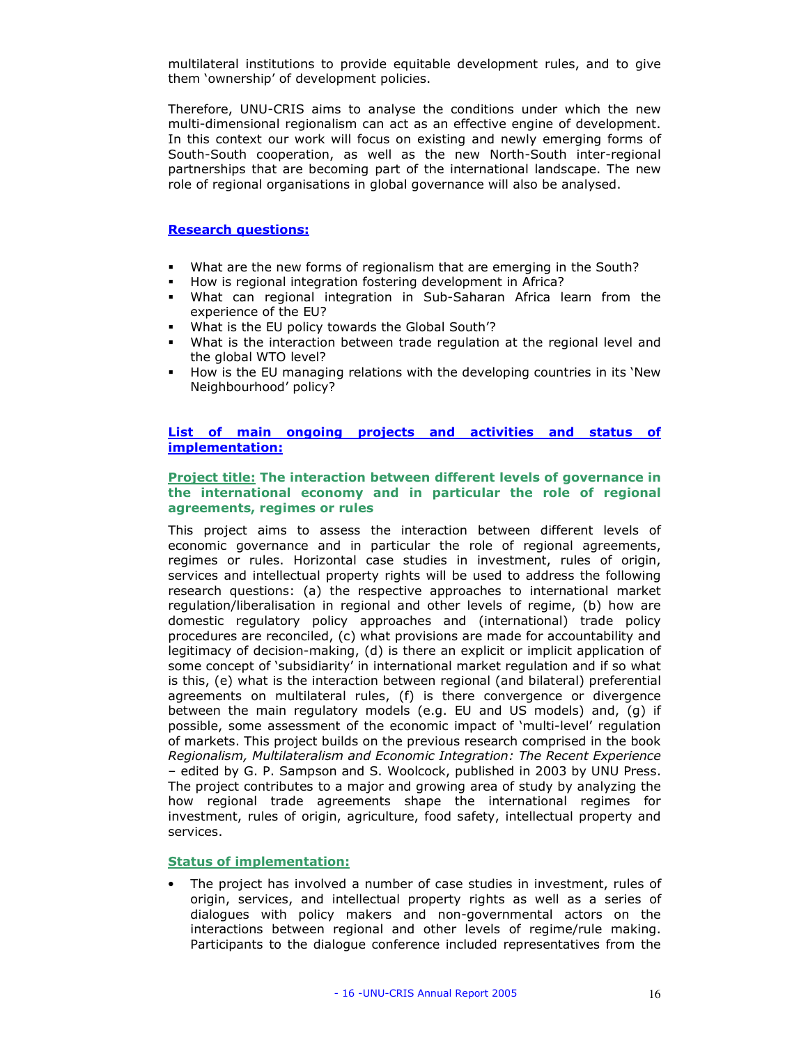multilateral institutions to provide equitable development rules, and to give them 'ownership' of development policies.

Therefore, UNU-CRIS aims to analyse the conditions under which the new multi-dimensional regionalism can act as an effective engine of development. In this context our work will focus on existing and newly emerging forms of South-South cooperation, as well as the new North-South inter-regional partnerships that are becoming part of the international landscape. The new role of regional organisations in global governance will also be analysed.

### Research questions:

- What are the new forms of regionalism that are emerging in the South?
- How is regional integration fostering development in Africa?
- What can regional integration in Sub-Saharan Africa learn from the experience of the EU?
- What is the EU policy towards the Global South'?
- What is the interaction between trade regulation at the regional level and the global WTO level?
- How is the EU managing relations with the developing countries in its 'New Neighbourhood' policy?

### List of main ongoing projects and activities and status of implementation:

#### Project title: The interaction between different levels of governance in the international economy and in particular the role of regional agreements, regimes or rules

This project aims to assess the interaction between different levels of economic governance and in particular the role of regional agreements, regimes or rules. Horizontal case studies in investment, rules of origin, services and intellectual property rights will be used to address the following research questions: (a) the respective approaches to international market regulation/liberalisation in regional and other levels of regime, (b) how are domestic regulatory policy approaches and (international) trade policy procedures are reconciled, (c) what provisions are made for accountability and legitimacy of decision-making, (d) is there an explicit or implicit application of some concept of 'subsidiarity' in international market regulation and if so what is this, (e) what is the interaction between regional (and bilateral) preferential agreements on multilateral rules, (f) is there convergence or divergence between the main regulatory models (e.g. EU and US models) and, (g) if possible, some assessment of the economic impact of 'multi-level' regulation of markets. This project builds on the previous research comprised in the book *Regionalism, Multilateralism and Economic Integration: The Recent Experience* – edited by G. P. Sampson and S. Woolcock, published in 2003 by UNU Press. The project contributes to a major and growing area of study by analyzing the how regional trade agreements shape the international regimes for investment, rules of origin, agriculture, food safety, intellectual property and services.

#### Status of implementation:

- The project has involved a number of case studies in investment, rules of origin, services, and intellectual property rights as well as a series of dialogues with policy makers and non-governmental actors on the interactions between regional and other levels of regime/rule making. Participants to the dialogue conference included representatives from the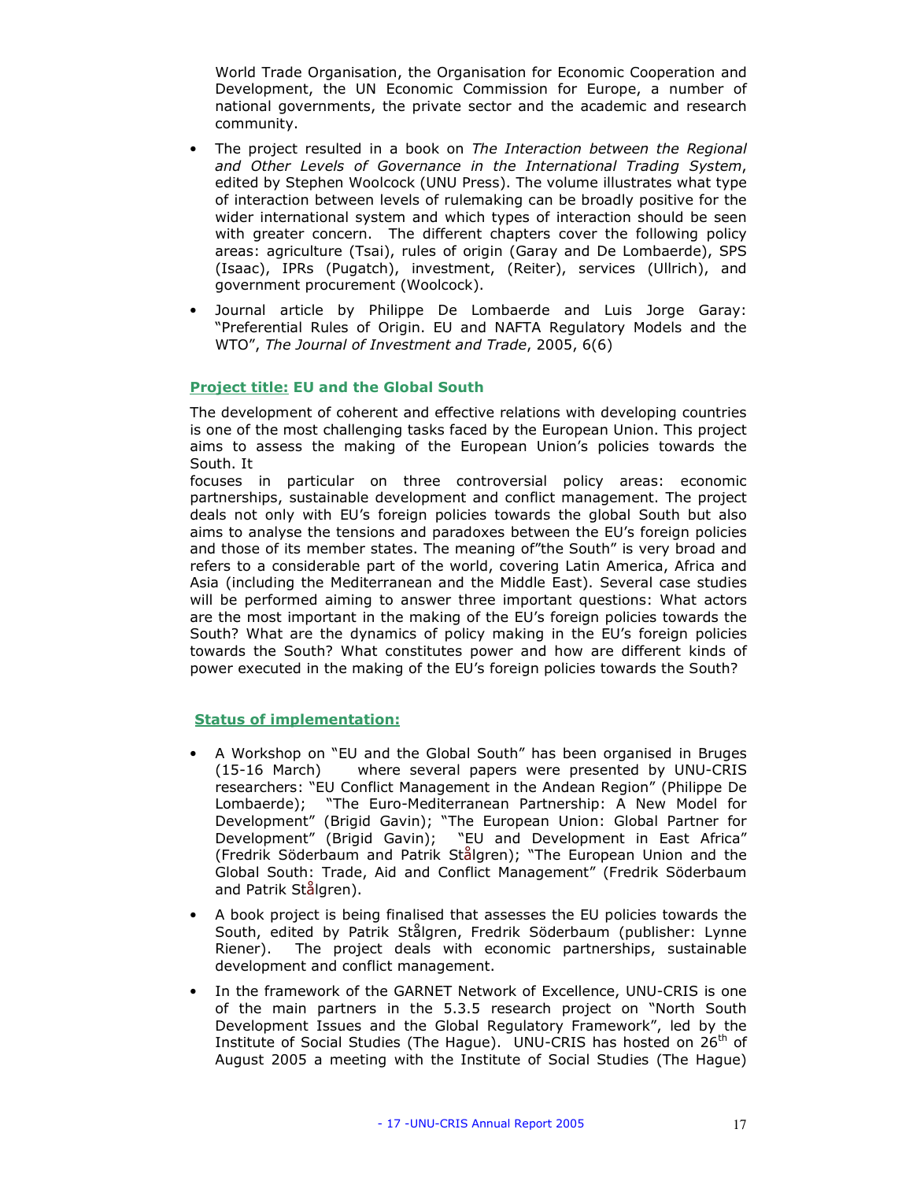World Trade Organisation, the Organisation for Economic Cooperation and Development, the UN Economic Commission for Europe, a number of national governments, the private sector and the academic and research community.

- The project resulted in a book on *The Interaction between the Regional and Other Levels of Governance in the International Trading System*, edited by Stephen Woolcock (UNU Press). The volume illustrates what type of interaction between levels of rulemaking can be broadly positive for the wider international system and which types of interaction should be seen with greater concern. The different chapters cover the following policy areas: agriculture (Tsai), rules of origin (Garay and De Lombaerde), SPS (Isaac), IPRs (Pugatch), investment, (Reiter), services (Ullrich), and government procurement (Woolcock).
- Journal article by Philippe De Lombaerde and Luis Jorge Garay: "Preferential Rules of Origin. EU and NAFTA Regulatory Models and the WTO", *The Journal of Investment and Trade*, 2005, 6(6)

**Project title: EU and the Global South**

The development of coherent and effective relations with developing countries is one of the most challenging tasks faced by the European Union. This project aims to assess the making of the European Union's policies towards the South. It focuses in particular on three controversial policy areas: economic partnerships, sustainable development and conflict management. The project deals not only with EU's foreign policies towards the global South but also aims to analyse the tensions and paradoxes between the EU's foreign policies and those of its member states. The meaning of"the South" is very broad and refers to a considerable part of the world, covering Latin America, Africa and Asia (including the Mediterranean and the Middle East). Several case studies will be performed aiming to answer three important questions: What actors are the most important in the making of the EU's foreign policies towards the South? What are the dynamics of policy making in the EU's foreign policies towards the South? What constitutes power and how are different kinds of power executed in the making of the EU's foreign policies towards the South?

**Status of implementation:**

- A Workshop on "EU and the Global South" has been organised in Bruges (15-16 March) where several papers were presented by UNU-CRIS researchers: "EU Conflict Management in the Andean Region" (Philippe De Lombaerde); "The Euro-Mediterranean Partnership: A New Model for Development" (Brigid Gavin); "The European Union: Global Partner for Development" (Brigid Gavin); "EU and Development in East Africa" (Fredrik Söderbaum and Patrik Stålgren); "The European Union and the Global South: Trade, Aid and Conflict Management" (Fredrik Söderbaum and Patrik Stålgren).
- A book project is being finalised that assesses the EU policies towards the South, edited by Patrik Stålgren, Fredrik Söderbaum (publisher: Lynne Riener). The project deals with economic partnerships, sustainable development and conflict management.
- In the framework of the GARNET Network of Excellence, UNU-CRIS is one of the main partners in the 5.3.5 research project on "North South Development Issues and the Global Regulatory Framework", led by the Institute of Social Studies (The Hague). UNU-CRIS has hosted on 26th of August 2005 a meeting with the Institute of Social Studies (The Hague)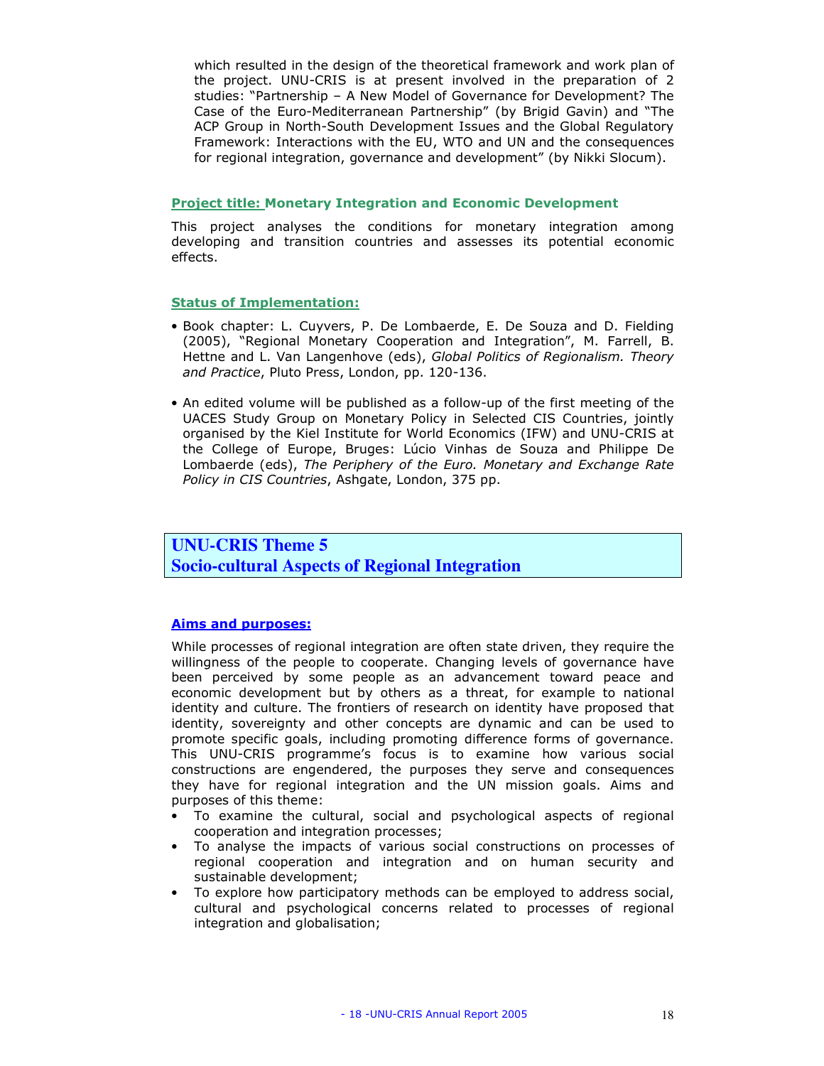which resulted in the design of the theoretical framework and work plan of the project. UNU-CRIS is at present involved in the preparation of 2 studies: "Partnership – A New Model of Governance for Development? The Case of the Euro-Mediterranean Partnership" (by Brigid Gavin) and "The ACP Group in North-South Development Issues and the Global Regulatory Framework: Interactions with the EU, WTO and UN and the consequences for regional integration, governance and development" (by Nikki Slocum).

### Project title: Monetary Integration and Economic Development

This project analyses the conditions for monetary integration among developing and transition countries and assesses its potential economic effects.

### Status of Implementation:

- Book chapter: L. Cuyvers, P. De Lombaerde, E. De Souza and D. Fielding (2005), "Regional Monetary Cooperation and Integration", M. Farrell, B. Hettne and L. Van Langenhove (eds), *Global Politics of Regionalism. Theory and Practice*, Pluto Press, London, pp. 120-136.
- An edited volume will be published as a follow-up of the first meeting of the UACES Study Group on Monetary Policy in Selected CIS Countries, jointly organised by the Kiel Institute for World Economics (IFW) and UNU-CRIS at the College of Europe, Bruges: Lúcio Vinhas de Souza and Philippe De Lombaerde (eds), *The Periphery of the Euro. Monetary and Exchange Rate Policy in CIS Countries*, Ashgate, London, 375 pp.

## UNU-CRIS Theme 5
## Socio-cultural Aspects of Regional Integration

### Aims and purposes:

While processes of regional integration are often state driven, they require the willingness of the people to cooperate. Changing levels of governance have been perceived by some people as an advancement toward peace and economic development but by others as a threat, for example to national identity and culture. The frontiers of research on identity have proposed that identity, sovereignty and other concepts are dynamic and can be used to promote specific goals, including promoting difference forms of governance. This UNU-CRIS programme's focus is to examine how various social constructions are engendered, the purposes they serve and consequences they have for regional integration and the UN mission goals. Aims and purposes of this theme:

- To examine the cultural, social and psychological aspects of regional cooperation and integration processes;
- To analyse the impacts of various social constructions on processes of regional cooperation and integration and on human security and sustainable development;
- To explore how participatory methods can be employed to address social, cultural and psychological concerns related to processes of regional integration and globalisation;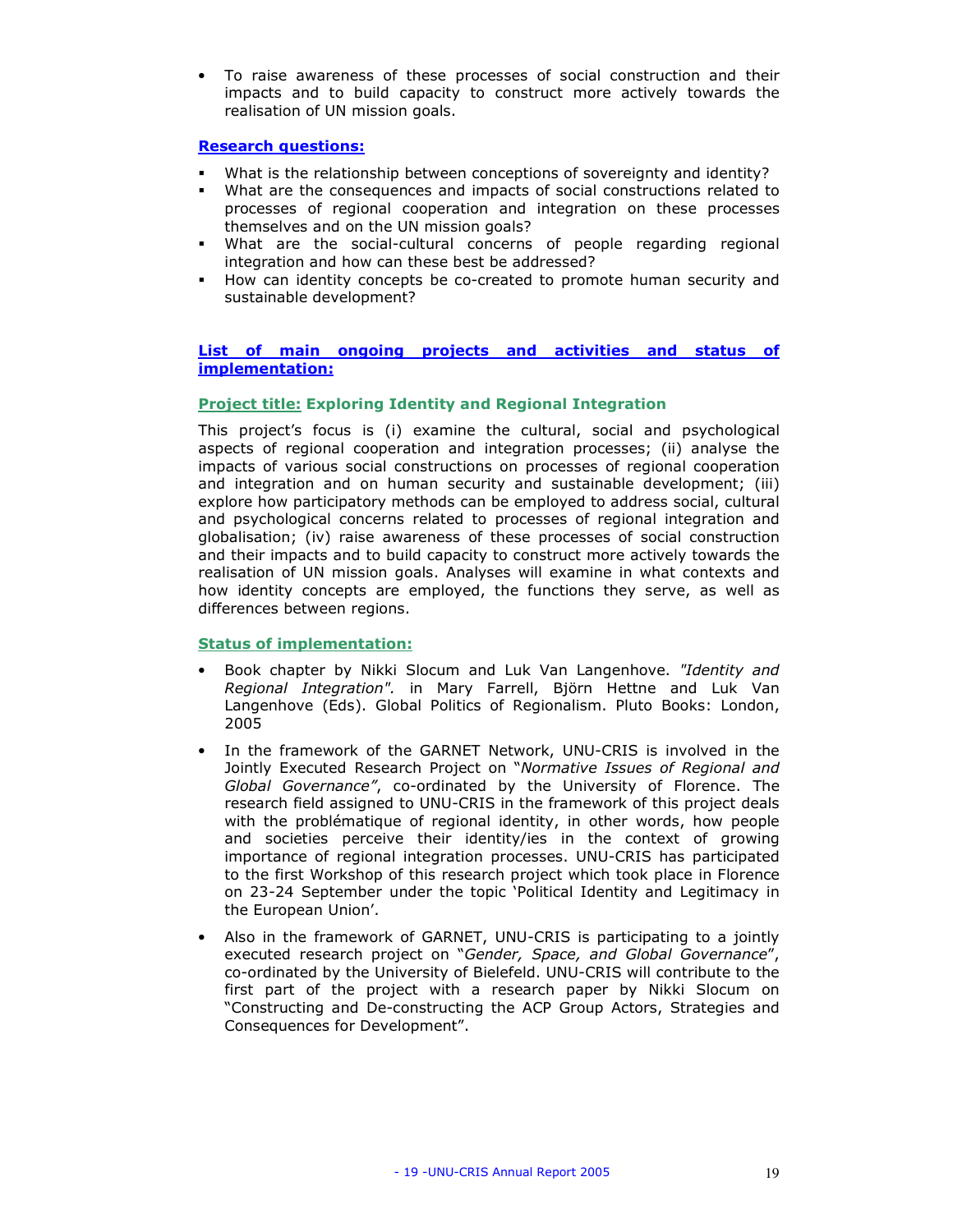- To raise awareness of these processes of social construction and their impacts and to build capacity to construct more actively towards the realisation of UN mission goals.

**Research questions:**

- What is the relationship between conceptions of sovereignty and identity?
- What are the consequences and impacts of social constructions related to processes of regional cooperation and integration on these processes themselves and on the UN mission goals?
- What are the social-cultural concerns of people regarding regional integration and how can these best be addressed?
- How can identity concepts be co-created to promote human security and sustainable development?

**List of main ongoing projects and activities and status of implementation:**

**Project title: Exploring Identity and Regional Integration**

This project's focus is (i) examine the cultural, social and psychological aspects of regional cooperation and integration processes; (ii) analyse the impacts of various social constructions on processes of regional cooperation and integration and on human security and sustainable development; (iii) explore how participatory methods can be employed to address social, cultural and psychological concerns related to processes of regional integration and globalisation; (iv) raise awareness of these processes of social construction and their impacts and to build capacity to construct more actively towards the realisation of UN mission goals. Analyses will examine in what contexts and how identity concepts are employed, the functions they serve, as well as differences between regions.

**Status of implementation:**

- Book chapter by Nikki Slocum and Luk Van Langenhove. *"Identity and Regional Integration".* in Mary Farrell, Björn Hettne and Luk Van Langenhove (Eds). Global Politics of Regionalism. Pluto Books: London, 2005

- In the framework of the GARNET Network, UNU-CRIS is involved in the Jointly Executed Research Project on "*Normative Issues of Regional and Global Governance"*, co-ordinated by the University of Florence. The research field assigned to UNU-CRIS in the framework of this project deals with the problématique of regional identity, in other words, how people and societies perceive their identity/ies in the context of growing importance of regional integration processes. UNU-CRIS has participated to the first Workshop of this research project which took place in Florence on 23-24 September under the topic 'Political Identity and Legitimacy in the European Union'.

- Also in the framework of GARNET, UNU-CRIS is participating to a jointly executed research project on "*Gender, Space, and Global Governance*", co-ordinated by the University of Bielefeld. UNU-CRIS will contribute to the first part of the project with a research paper by Nikki Slocum on "Constructing and De-constructing the ACP Group Actors, Strategies and Consequences for Development".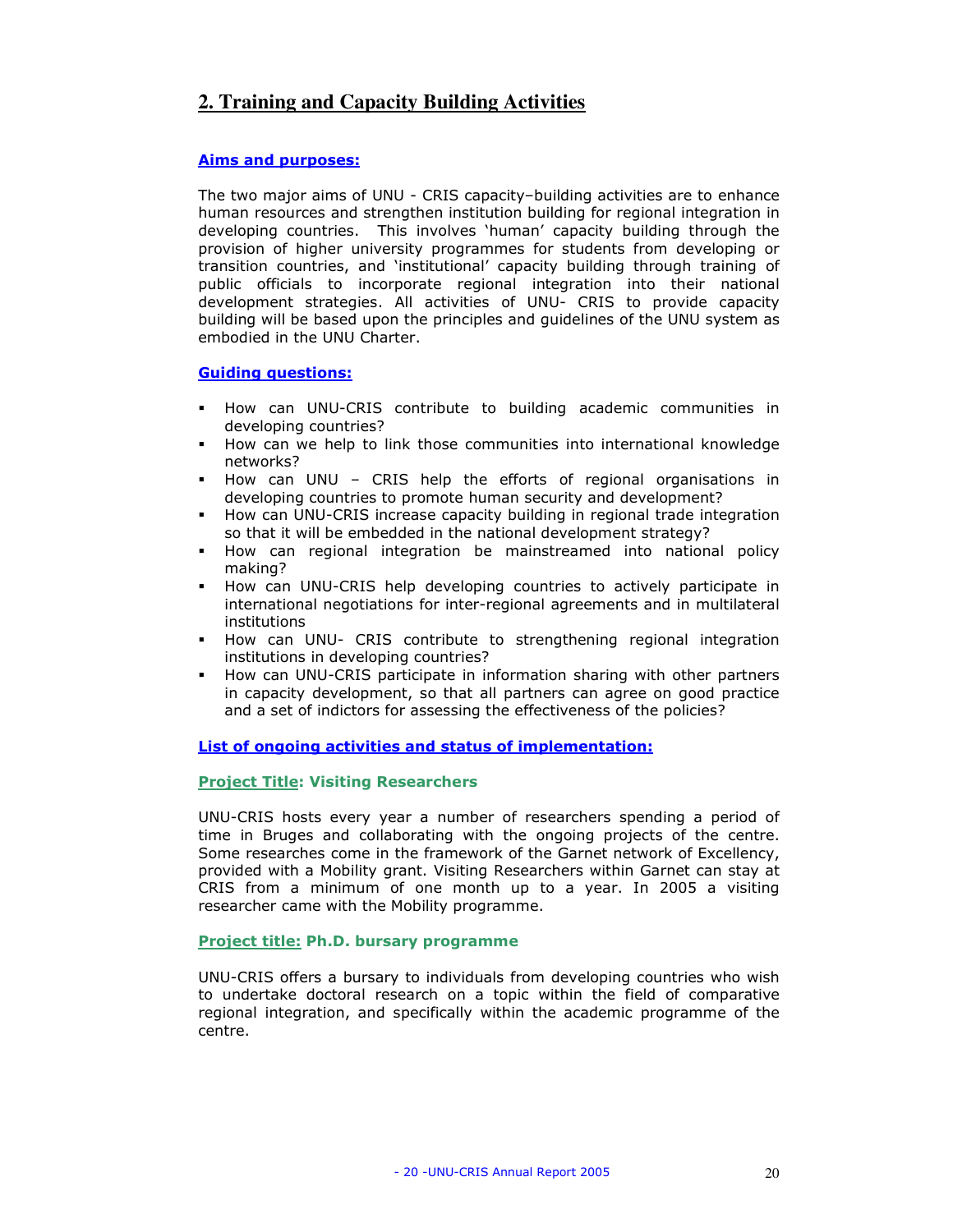## 2. Training and Capacity Building Activities

### Aims and purposes:

The two major aims of UNU - CRIS capacity–building activities are to enhance human resources and strengthen institution building for regional integration in developing countries. This involves 'human' capacity building through the provision of higher university programmes for students from developing or transition countries, and 'institutional' capacity building through training of public officials to incorporate regional integration into their national development strategies. All activities of UNU- CRIS to provide capacity building will be based upon the principles and guidelines of the UNU system as embodied in the UNU Charter.

### Guiding questions:

- How can UNU-CRIS contribute to building academic communities in developing countries?
- How can we help to link those communities into international knowledge networks?
- How can UNU – CRIS help the efforts of regional organisations in developing countries to promote human security and development?
- How can UNU-CRIS increase capacity building in regional trade integration so that it will be embedded in the national development strategy?
- How can regional integration be mainstreamed into national policy making?
- How can UNU-CRIS help developing countries to actively participate in international negotiations for inter-regional agreements and in multilateral institutions
- How can UNU- CRIS contribute to strengthening regional integration institutions in developing countries?
- How can UNU-CRIS participate in information sharing with other partners in capacity development, so that all partners can agree on good practice and a set of indictors for assessing the effectiveness of the policies?

### List of ongoing activities and status of implementation:

#### Project Title: Visiting Researchers

UNU-CRIS hosts every year a number of researchers spending a period of time in Bruges and collaborating with the ongoing projects of the centre. Some researches come in the framework of the Garnet network of Excellency, provided with a Mobility grant. Visiting Researchers within Garnet can stay at CRIS from a minimum of one month up to a year. In 2005 a visiting researcher came with the Mobility programme.

#### Project title: Ph.D. bursary programme

UNU-CRIS offers a bursary to individuals from developing countries who wish to undertake doctoral research on a topic within the field of comparative regional integration, and specifically within the academic programme of the centre.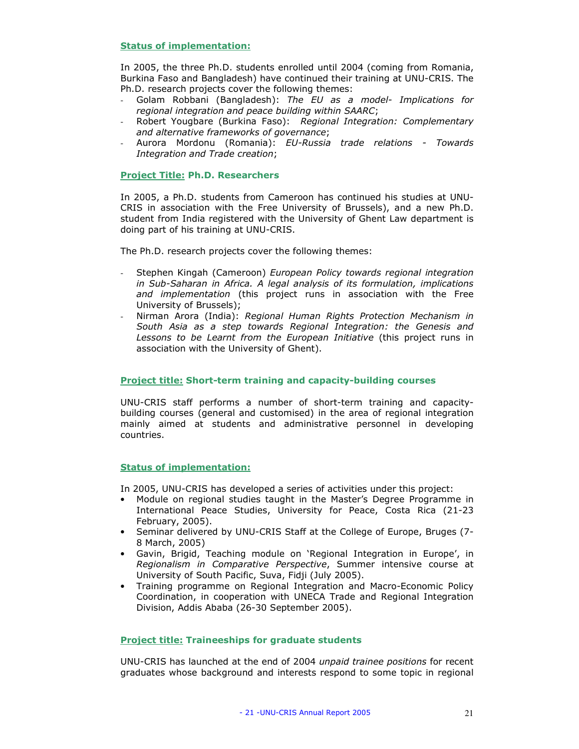**Status of implementation:**

In 2005, the three Ph.D. students enrolled until 2004 (coming from Romania, Burkina Faso and Bangladesh) have continued their training at UNU-CRIS. The Ph.D. research projects cover the following themes:

- Golam Robbani (Bangladesh): *The EU as a model- Implications for regional integration and peace building within SAARC*;
- Robert Yougbare (Burkina Faso): *Regional Integration: Complementary and alternative frameworks of governance*;
- Aurora Mordonu (Romania): *EU-Russia trade relations - Towards Integration and Trade creation*;

**Project Title: Ph.D. Researchers**

In 2005, a Ph.D. students from Cameroon has continued his studies at UNU-CRIS in association with the Free University of Brussels), and a new Ph.D. student from India registered with the University of Ghent Law department is doing part of his training at UNU-CRIS.

The Ph.D. research projects cover the following themes:

- Stephen Kingah (Cameroon) *European Policy towards regional integration in Sub-Saharan in Africa. A legal analysis of its formulation, implications and implementation* (this project runs in association with the Free University of Brussels);
- Nirman Arora (India): *Regional Human Rights Protection Mechanism in South Asia as a step towards Regional Integration: the Genesis and Lessons to be Learnt from the European Initiative* (this project runs in association with the University of Ghent).

**Project title: Short-term training and capacity-building courses**

UNU-CRIS staff performs a number of short-term training and capacity-building courses (general and customised) in the area of regional integration mainly aimed at students and administrative personnel in developing countries.

**Status of implementation:**

In 2005, UNU-CRIS has developed a series of activities under this project:

- Module on regional studies taught in the Master's Degree Programme in International Peace Studies, University for Peace, Costa Rica (21-23 February, 2005).
- Seminar delivered by UNU-CRIS Staff at the College of Europe, Bruges (7-8 March, 2005)
- Gavin, Brigid, Teaching module on 'Regional Integration in Europe', in *Regionalism in Comparative Perspective*, Summer intensive course at University of South Pacific, Suva, Fidji (July 2005).
- Training programme on Regional Integration and Macro-Economic Policy Coordination, in cooperation with UNECA Trade and Regional Integration Division, Addis Ababa (26-30 September 2005).

**Project title: Traineeships for graduate students**

UNU-CRIS has launched at the end of 2004 *unpaid trainee positions* for recent graduates whose background and interests respond to some topic in regional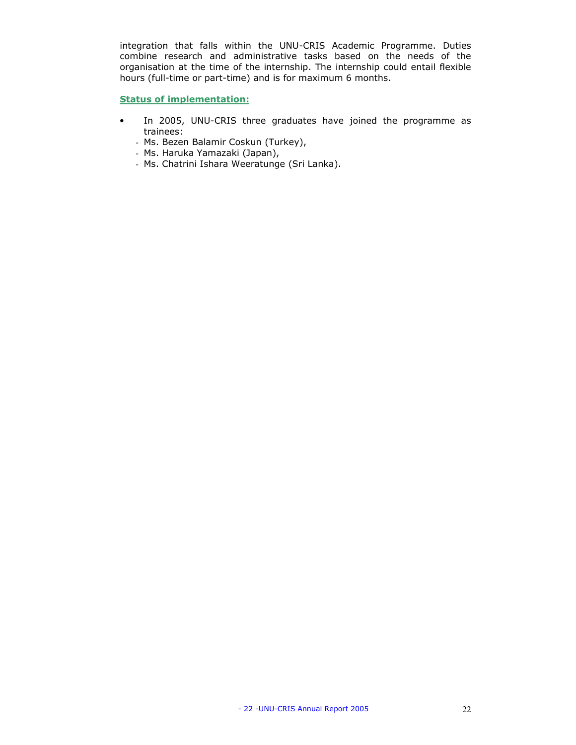integration that falls within the UNU-CRIS Academic Programme. Duties combine research and administrative tasks based on the needs of the organisation at the time of the internship. The internship could entail flexible hours (full-time or part-time) and is for maximum 6 months.

**Status of implementation:**

- In 2005, UNU-CRIS three graduates have joined the programme as trainees:
  - Ms. Bezen Balamir Coskun (Turkey),
  - Ms. Haruka Yamazaki (Japan),
  - Ms. Chatrini Ishara Weeratunge (Sri Lanka).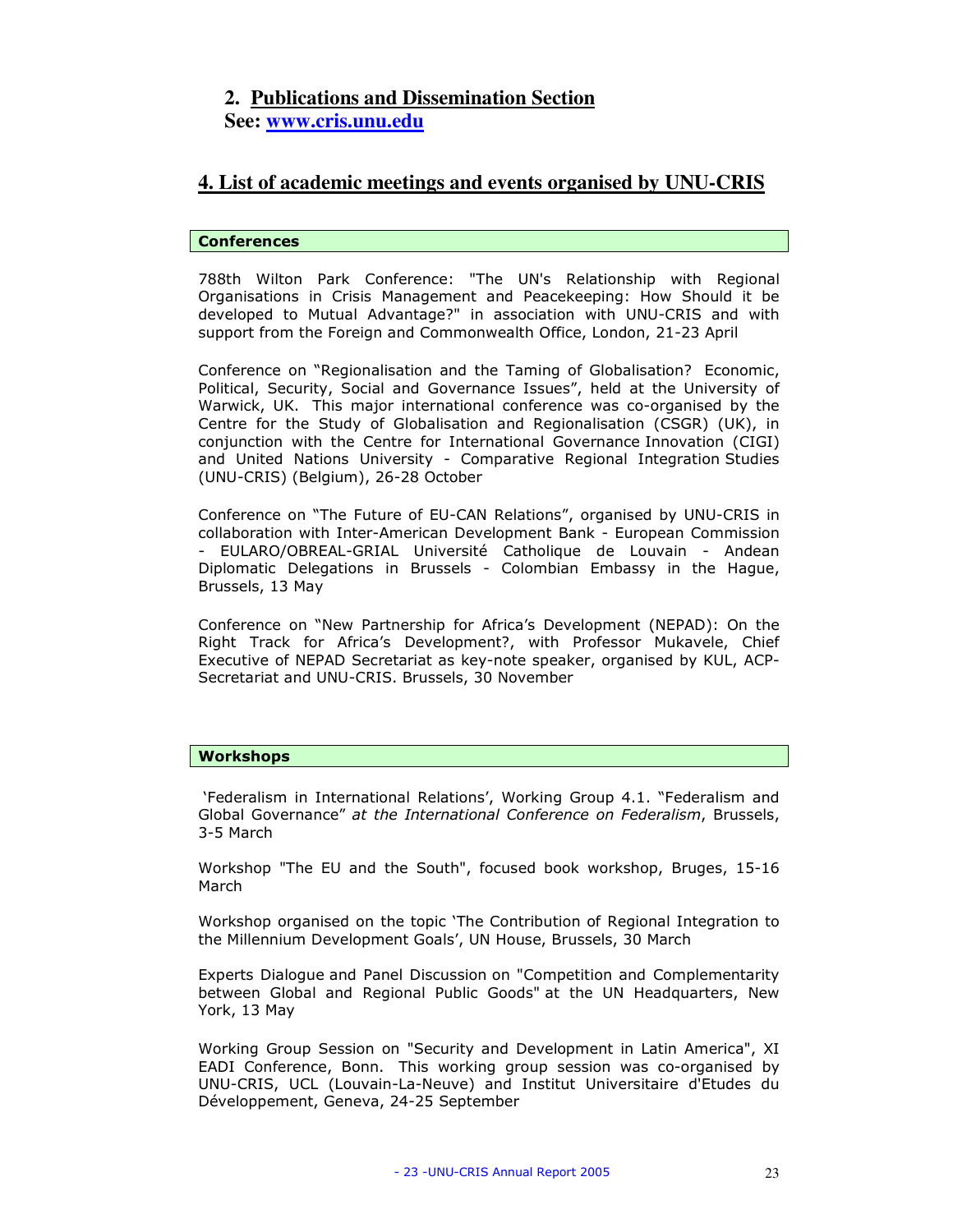## 2. Publications and Dissemination Section

**See: www.cris.unu.edu**

## 4. List of academic meetings and events organised by UNU-CRIS

### Conferences

788th Wilton Park Conference: "The UN's Relationship with Regional Organisations in Crisis Management and Peacekeeping: How Should it be developed to Mutual Advantage?" in association with UNU-CRIS and with support from the Foreign and Commonwealth Office, London, 21-23 April

Conference on "Regionalisation and the Taming of Globalisation? Economic, Political, Security, Social and Governance Issues", held at the University of Warwick, UK. This major international conference was co-organised by the Centre for the Study of Globalisation and Regionalisation (CSGR) (UK), in conjunction with the Centre for International Governance Innovation (CIGI) and United Nations University - Comparative Regional Integration Studies (UNU-CRIS) (Belgium), 26-28 October

Conference on "The Future of EU-CAN Relations", organised by UNU-CRIS in collaboration with Inter-American Development Bank - European Commission - EULARO/OBREAL-GRIAL Université Catholique de Louvain - Andean Diplomatic Delegations in Brussels - Colombian Embassy in the Hague, Brussels, 13 May

Conference on "New Partnership for Africa's Development (NEPAD): On the Right Track for Africa's Development?, with Professor Mukavele, Chief Executive of NEPAD Secretariat as key-note speaker, organised by KUL, ACP-Secretariat and UNU-CRIS. Brussels, 30 November

### Workshops

'Federalism in International Relations', Working Group 4.1. "Federalism and Global Governance" *at the International Conference on Federalism*, Brussels, 3-5 March

Workshop "The EU and the South", focused book workshop, Bruges, 15-16 March

Workshop organised on the topic 'The Contribution of Regional Integration to the Millennium Development Goals', UN House, Brussels, 30 March

Experts Dialogue and Panel Discussion on "Competition and Complementarity between Global and Regional Public Goods" at the UN Headquarters, New York, 13 May

Working Group Session on "Security and Development in Latin America", XI EADI Conference, Bonn. This working group session was co-organised by UNU-CRIS, UCL (Louvain-La-Neuve) and Institut Universitaire d'Etudes du Développement, Geneva, 24-25 September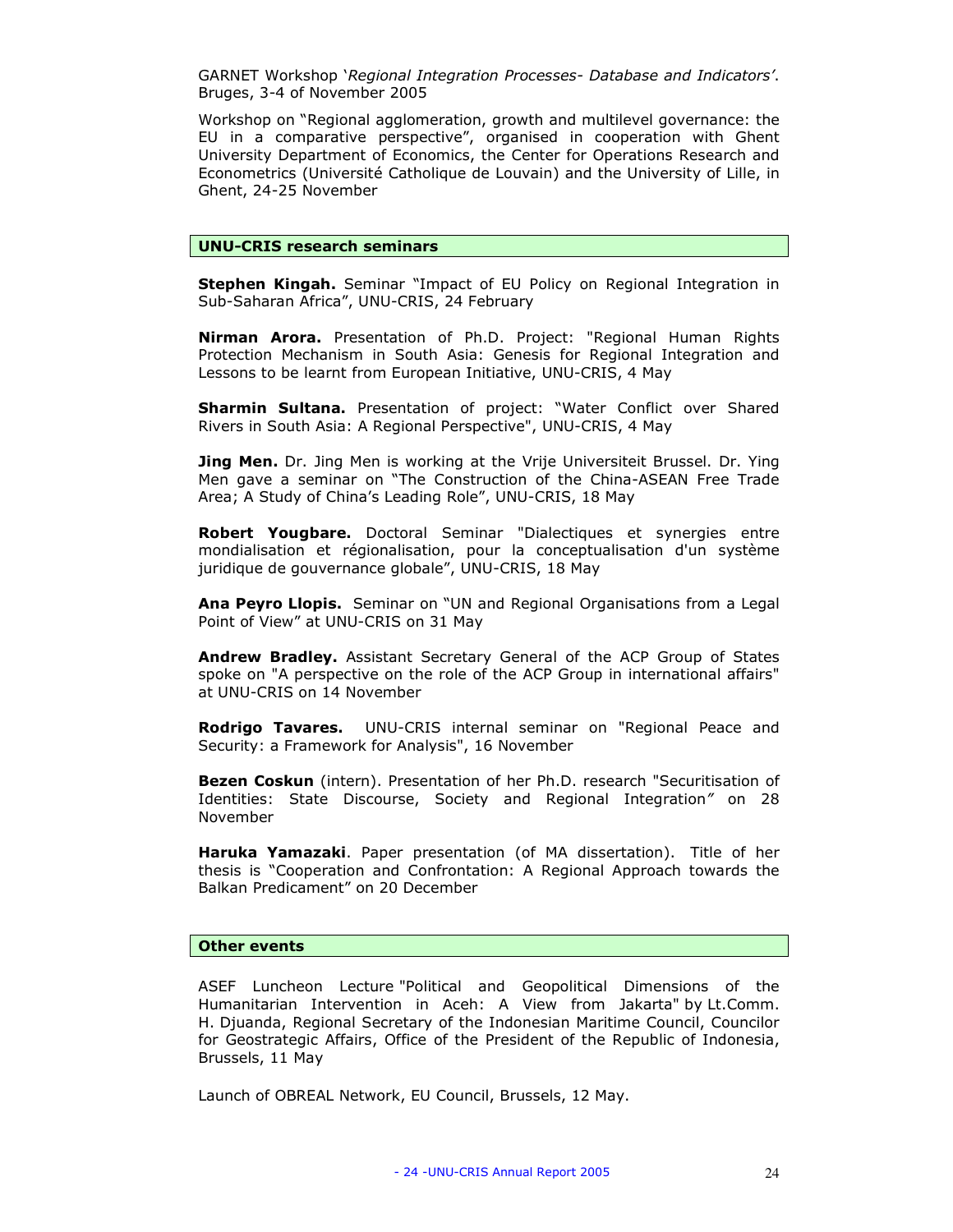GARNET Workshop '*Regional Integration Processes- Database and Indicators'*. Bruges, 3-4 of November 2005

Workshop on "Regional agglomeration, growth and multilevel governance: the EU in a comparative perspective", organised in cooperation with Ghent University Department of Economics, the Center for Operations Research and Econometrics (Université Catholique de Louvain) and the University of Lille, in Ghent, 24-25 November

## UNU-CRIS research seminars

**Stephen Kingah.** Seminar "Impact of EU Policy on Regional Integration in Sub-Saharan Africa", UNU-CRIS, 24 February

**Nirman Arora.** Presentation of Ph.D. Project: "Regional Human Rights Protection Mechanism in South Asia: Genesis for Regional Integration and Lessons to be learnt from European Initiative, UNU-CRIS, 4 May

**Sharmin Sultana.** Presentation of project: "Water Conflict over Shared Rivers in South Asia: A Regional Perspective", UNU-CRIS, 4 May

**Jing Men.** Dr. Jing Men is working at the Vrije Universiteit Brussel. Dr. Ying Men gave a seminar on "The Construction of the China-ASEAN Free Trade Area; A Study of China's Leading Role", UNU-CRIS, 18 May

**Robert Yougbare.** Doctoral Seminar "Dialectiques et synergies entre mondialisation et régionalisation, pour la conceptualisation d'un système juridique de gouvernance globale", UNU-CRIS, 18 May

**Ana Peyro Llopis.** Seminar on "UN and Regional Organisations from a Legal Point of View" at UNU-CRIS on 31 May

**Andrew Bradley.** Assistant Secretary General of the ACP Group of States spoke on "A perspective on the role of the ACP Group in international affairs" at UNU-CRIS on 14 November

**Rodrigo Tavares.** UNU-CRIS internal seminar on "Regional Peace and Security: a Framework for Analysis", 16 November

**Bezen Coskun** (intern). Presentation of her Ph.D. research "Securitisation of Identities: State Discourse, Society and Regional Integration" on 28 November

**Haruka Yamazaki**. Paper presentation (of MA dissertation). Title of her thesis is "Cooperation and Confrontation: A Regional Approach towards the Balkan Predicament" on 20 December

## Other events

ASEF Luncheon Lecture "Political and Geopolitical Dimensions of the Humanitarian Intervention in Aceh: A View from Jakarta" by Lt.Comm. H. Djuanda, Regional Secretary of the Indonesian Maritime Council, Councilor for Geostrategic Affairs, Office of the President of the Republic of Indonesia, Brussels, 11 May

Launch of OBREAL Network, EU Council, Brussels, 12 May.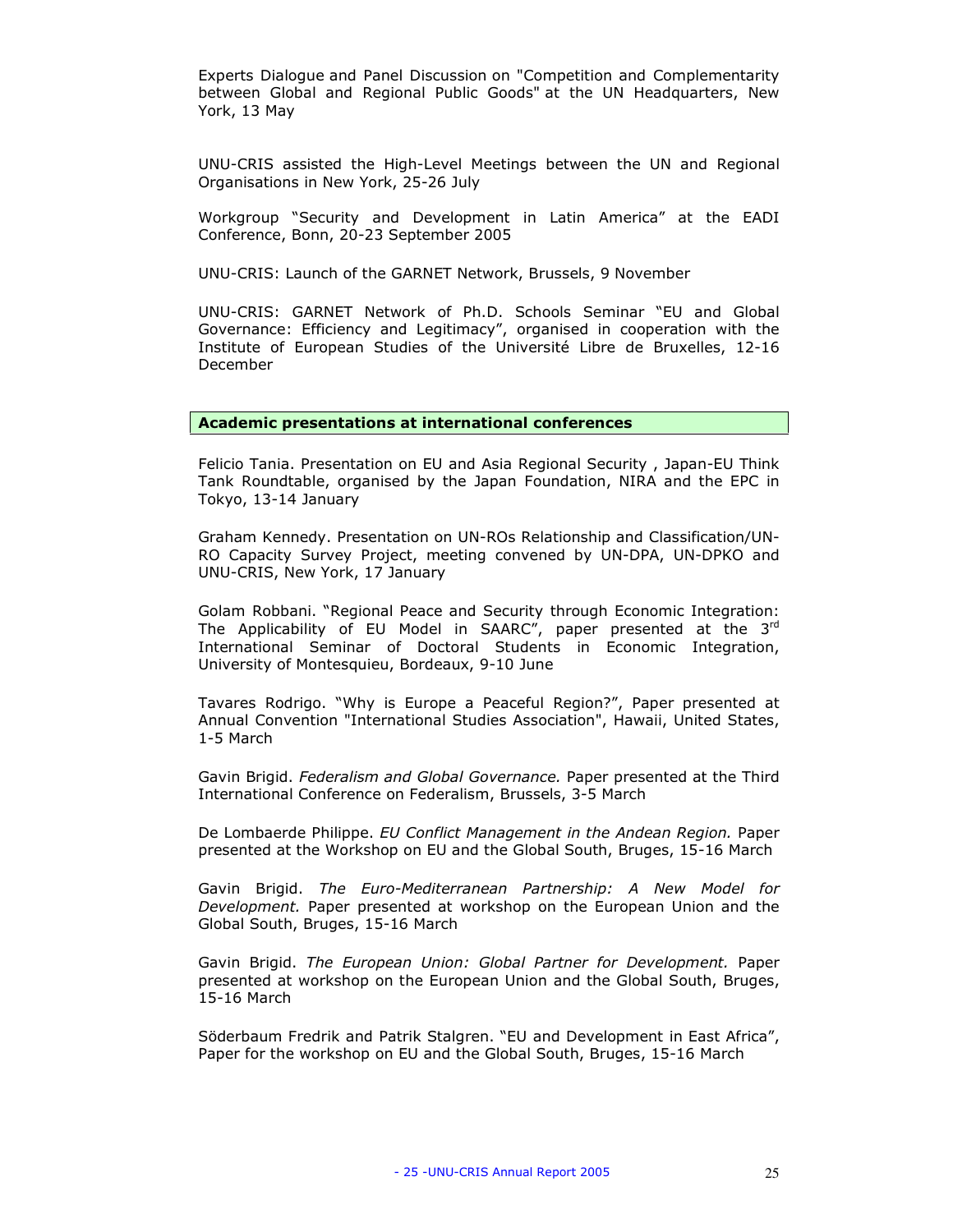Experts Dialogue and Panel Discussion on "Competition and Complementarity between Global and Regional Public Goods" at the UN Headquarters, New York, 13 May

UNU-CRIS assisted the High-Level Meetings between the UN and Regional Organisations in New York, 25-26 July

Workgroup "Security and Development in Latin America" at the EADI Conference, Bonn, 20-23 September 2005

UNU-CRIS: Launch of the GARNET Network, Brussels, 9 November

UNU-CRIS: GARNET Network of Ph.D. Schools Seminar "EU and Global Governance: Efficiency and Legitimacy", organised in cooperation with the Institute of European Studies of the Université Libre de Bruxelles, 12-16 December

## Academic presentations at international conferences

Felicio Tania. Presentation on EU and Asia Regional Security , Japan-EU Think Tank Roundtable, organised by the Japan Foundation, NIRA and the EPC in Tokyo, 13-14 January

Graham Kennedy. Presentation on UN-ROs Relationship and Classification/UN-RO Capacity Survey Project, meeting convened by UN-DPA, UN-DPKO and UNU-CRIS, New York, 17 January

Golam Robbani. "Regional Peace and Security through Economic Integration: The Applicability of EU Model in SAARC", paper presented at the 3rd International Seminar of Doctoral Students in Economic Integration, University of Montesquieu, Bordeaux, 9-10 June

Tavares Rodrigo. "Why is Europe a Peaceful Region?", Paper presented at Annual Convention "International Studies Association", Hawaii, United States, 1-5 March

Gavin Brigid. *Federalism and Global Governance.* Paper presented at the Third International Conference on Federalism, Brussels, 3-5 March

De Lombaerde Philippe. *EU Conflict Management in the Andean Region.* Paper presented at the Workshop on EU and the Global South, Bruges, 15-16 March

Gavin Brigid. *The Euro-Mediterranean Partnership: A New Model for Development.* Paper presented at workshop on the European Union and the Global South, Bruges, 15-16 March

Gavin Brigid. *The European Union: Global Partner for Development.* Paper presented at workshop on the European Union and the Global South, Bruges, 15-16 March

Söderbaum Fredrik and Patrik Stalgren. "EU and Development in East Africa", Paper for the workshop on EU and the Global South, Bruges, 15-16 March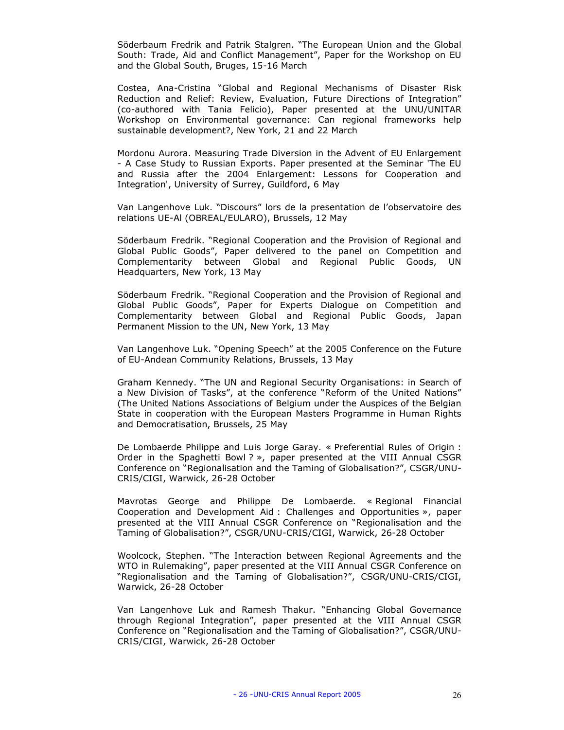Söderbaum Fredrik and Patrik Stalgren. "The European Union and the Global South: Trade, Aid and Conflict Management", Paper for the Workshop on EU and the Global South, Bruges, 15-16 March

Costea, Ana-Cristina "Global and Regional Mechanisms of Disaster Risk Reduction and Relief: Review, Evaluation, Future Directions of Integration" (co-authored with Tania Felicio), Paper presented at the UNU/UNITAR Workshop on Environmental governance: Can regional frameworks help sustainable development?, New York, 21 and 22 March

Mordonu Aurora. Measuring Trade Diversion in the Advent of EU Enlargement - A Case Study to Russian Exports. Paper presented at the Seminar 'The EU and Russia after the 2004 Enlargement: Lessons for Cooperation and Integration', University of Surrey, Guildford, 6 May

Van Langenhove Luk. "Discours" lors de la presentation de l'observatoire des relations UE-Al (OBREAL/EULARO), Brussels, 12 May

Söderbaum Fredrik. "Regional Cooperation and the Provision of Regional and Global Public Goods", Paper delivered to the panel on Competition and Complementarity between Global and Regional Public Goods, UN Headquarters, New York, 13 May

Söderbaum Fredrik. "Regional Cooperation and the Provision of Regional and Global Public Goods", Paper for Experts Dialogue on Competition and Complementarity between Global and Regional Public Goods, Japan Permanent Mission to the UN, New York, 13 May

Van Langenhove Luk. "Opening Speech" at the 2005 Conference on the Future of EU-Andean Community Relations, Brussels, 13 May

Graham Kennedy. "The UN and Regional Security Organisations: in Search of a New Division of Tasks", at the conference "Reform of the United Nations" (The United Nations Associations of Belgium under the Auspices of the Belgian State in cooperation with the European Masters Programme in Human Rights and Democratisation, Brussels, 25 May

De Lombaerde Philippe and Luis Jorge Garay. « Preferential Rules of Origin : Order in the Spaghetti Bowl ? », paper presented at the VIII Annual CSGR Conference on "Regionalisation and the Taming of Globalisation?", CSGR/UNU-CRIS/CIGI, Warwick, 26-28 October

Mavrotas George and Philippe De Lombaerde. « Regional Financial Cooperation and Development Aid : Challenges and Opportunities », paper presented at the VIII Annual CSGR Conference on "Regionalisation and the Taming of Globalisation?", CSGR/UNU-CRIS/CIGI, Warwick, 26-28 October

Woolcock, Stephen. "The Interaction between Regional Agreements and the WTO in Rulemaking", paper presented at the VIII Annual CSGR Conference on "Regionalisation and the Taming of Globalisation?", CSGR/UNU-CRIS/CIGI, Warwick, 26-28 October

Van Langenhove Luk and Ramesh Thakur. "Enhancing Global Governance through Regional Integration", paper presented at the VIII Annual CSGR Conference on "Regionalisation and the Taming of Globalisation?", CSGR/UNU-CRIS/CIGI, Warwick, 26-28 October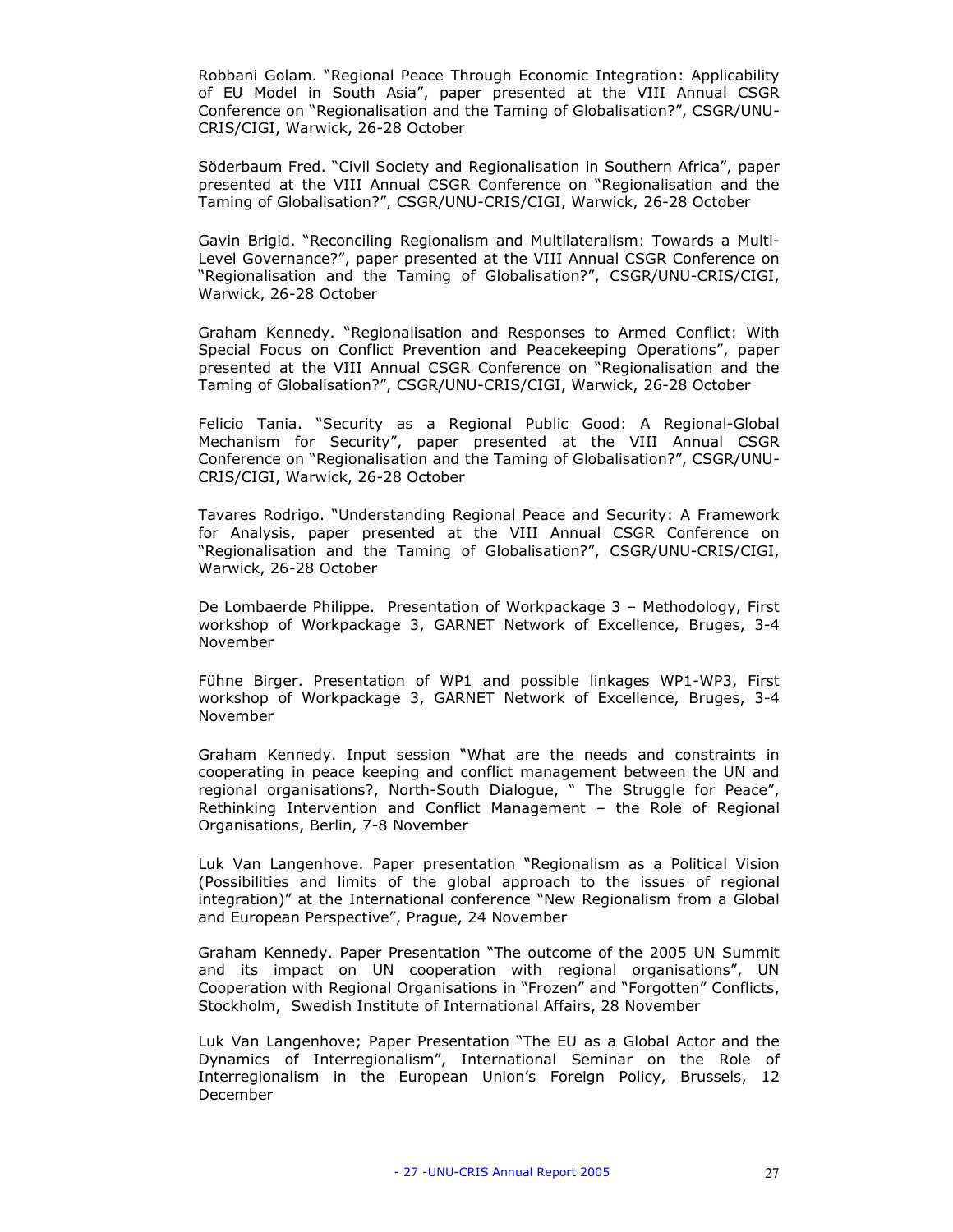Robbani Golam. "Regional Peace Through Economic Integration: Applicability of EU Model in South Asia", paper presented at the VIII Annual CSGR Conference on "Regionalisation and the Taming of Globalisation?", CSGR/UNU-CRIS/CIGI, Warwick, 26-28 October

Söderbaum Fred. "Civil Society and Regionalisation in Southern Africa", paper presented at the VIII Annual CSGR Conference on "Regionalisation and the Taming of Globalisation?", CSGR/UNU-CRIS/CIGI, Warwick, 26-28 October

Gavin Brigid. "Reconciling Regionalism and Multilateralism: Towards a Multi-Level Governance?", paper presented at the VIII Annual CSGR Conference on "Regionalisation and the Taming of Globalisation?", CSGR/UNU-CRIS/CIGI, Warwick, 26-28 October

Graham Kennedy. "Regionalisation and Responses to Armed Conflict: With Special Focus on Conflict Prevention and Peacekeeping Operations", paper presented at the VIII Annual CSGR Conference on "Regionalisation and the Taming of Globalisation?", CSGR/UNU-CRIS/CIGI, Warwick, 26-28 October

Felicio Tania. "Security as a Regional Public Good: A Regional-Global Mechanism for Security", paper presented at the VIII Annual CSGR Conference on "Regionalisation and the Taming of Globalisation?", CSGR/UNU-CRIS/CIGI, Warwick, 26-28 October

Tavares Rodrigo. "Understanding Regional Peace and Security: A Framework for Analysis, paper presented at the VIII Annual CSGR Conference on "Regionalisation and the Taming of Globalisation?", CSGR/UNU-CRIS/CIGI, Warwick, 26-28 October

De Lombaerde Philippe. Presentation of Workpackage 3 – Methodology, First workshop of Workpackage 3, GARNET Network of Excellence, Bruges, 3-4 November

Fühne Birger. Presentation of WP1 and possible linkages WP1-WP3, First workshop of Workpackage 3, GARNET Network of Excellence, Bruges, 3-4 November

Graham Kennedy. Input session "What are the needs and constraints in cooperating in peace keeping and conflict management between the UN and regional organisations?, North-South Dialogue, " The Struggle for Peace", Rethinking Intervention and Conflict Management – the Role of Regional Organisations, Berlin, 7-8 November

Luk Van Langenhove. Paper presentation "Regionalism as a Political Vision (Possibilities and limits of the global approach to the issues of regional integration)" at the International conference "New Regionalism from a Global and European Perspective", Prague, 24 November

Graham Kennedy. Paper Presentation "The outcome of the 2005 UN Summit and its impact on UN cooperation with regional organisations", UN Cooperation with Regional Organisations in "Frozen" and "Forgotten" Conflicts, Stockholm, Swedish Institute of International Affairs, 28 November

Luk Van Langenhove; Paper Presentation "The EU as a Global Actor and the Dynamics of Interregionalism", International Seminar on the Role of Interregionalism in the European Union's Foreign Policy, Brussels, 12 December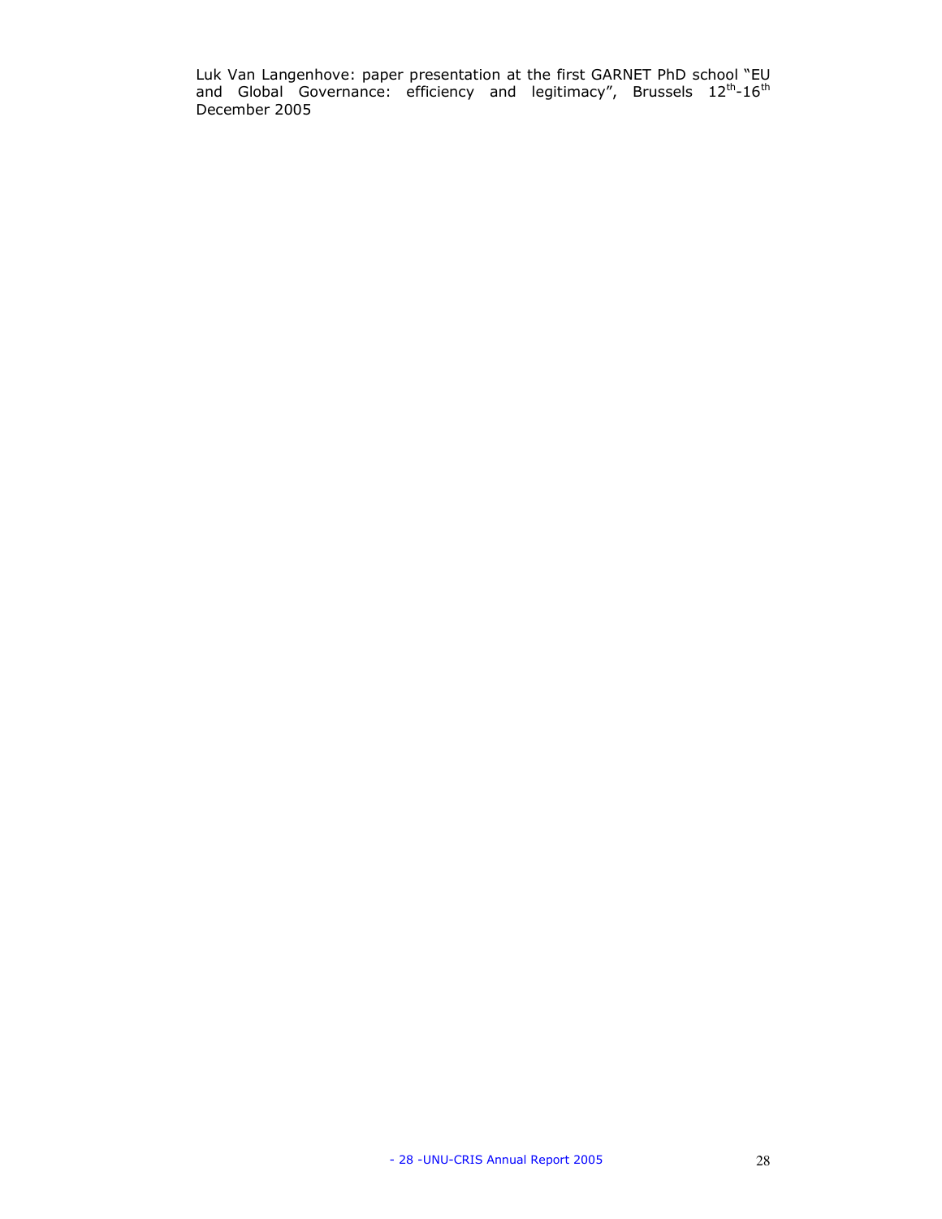Luk Van Langenhove: paper presentation at the first GARNET PhD school "EU and Global Governance: efficiency and legitimacy", Brussels 12th-16th December 2005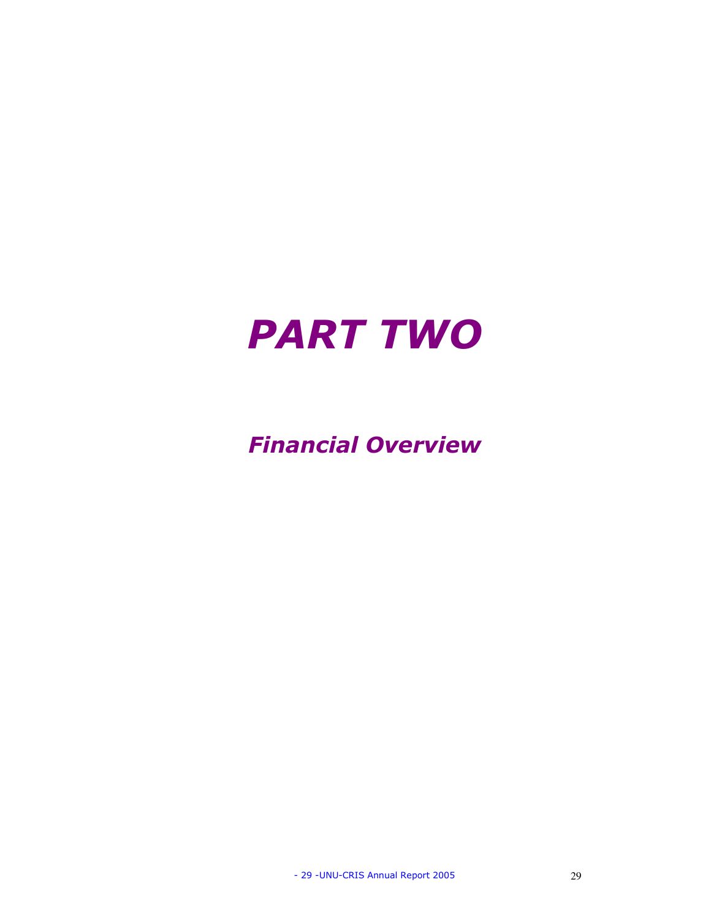# *PART TWO*

## *Financial Overview*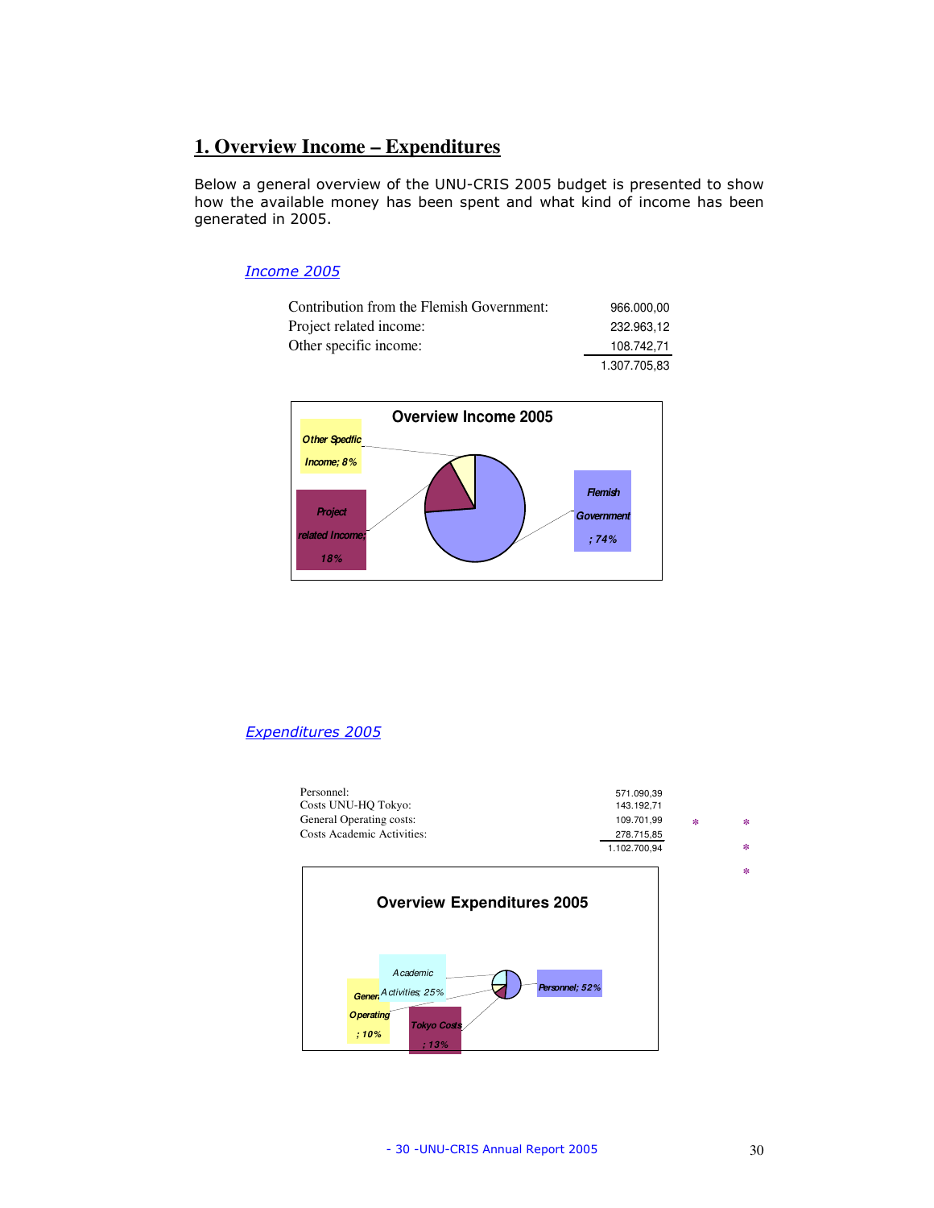## 1. Overview Income – Expenditures

Below a general overview of the UNU-CRIS 2005 budget is presented to show how the available money has been spent and what kind of income has been generated in 2005.

### *Income 2005*

| | |
|---|---|
| Contribution from the Flemish Government: | 966.000,00 |
| Project related income: | 232.963,12 |
| Other specific income: | 108.742,71 |
| | 1.307.705,83 |

Overview Income 2005

Other Specific Income; 8%

Project related Income; 18%

Flemish Government ; 74%

### *Expenditures 2005*

| | |
|---|---|
| Personnel: | 571.090,39 |
| Costs UNU-HQ Tokyo: | 143.192,71 |
| General Operating costs: | 109.701,99 |
| Costs Academic Activities: | 278.715,85 |
| | 1.102.700,94 |

Overview Expenditures 2005

Academic Activities; 25%

General Operating ; 10%

Tokyo Costs ; 13%

Personnel; 52%